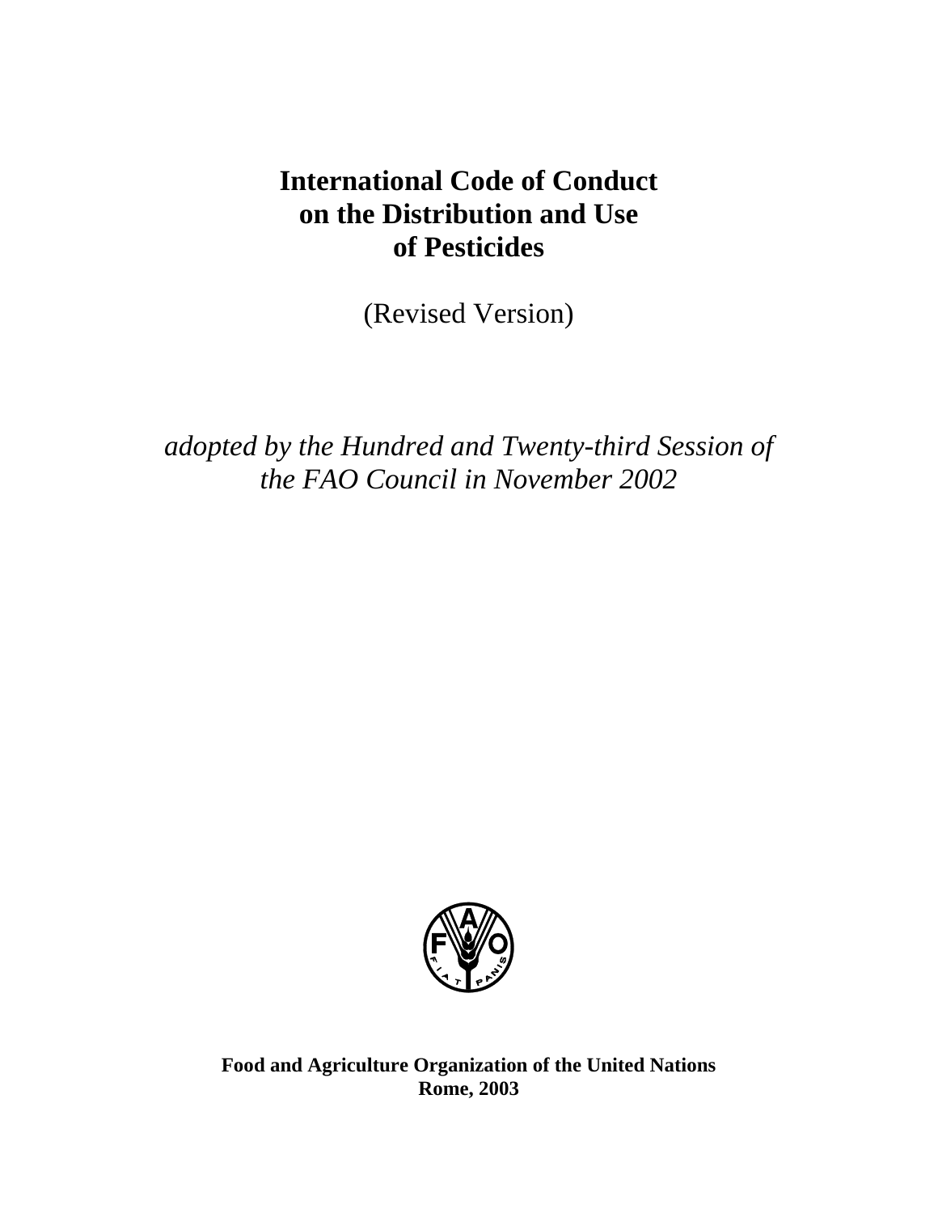# International Code of Conduct on the Distribution and Use of Pesticides

(Revised Version)

*adopted by the Hundred and Twenty-third Session of the FAO Council in November 2002*

**Food and Agriculture Organization of the United Nations**
**Rome, 2003**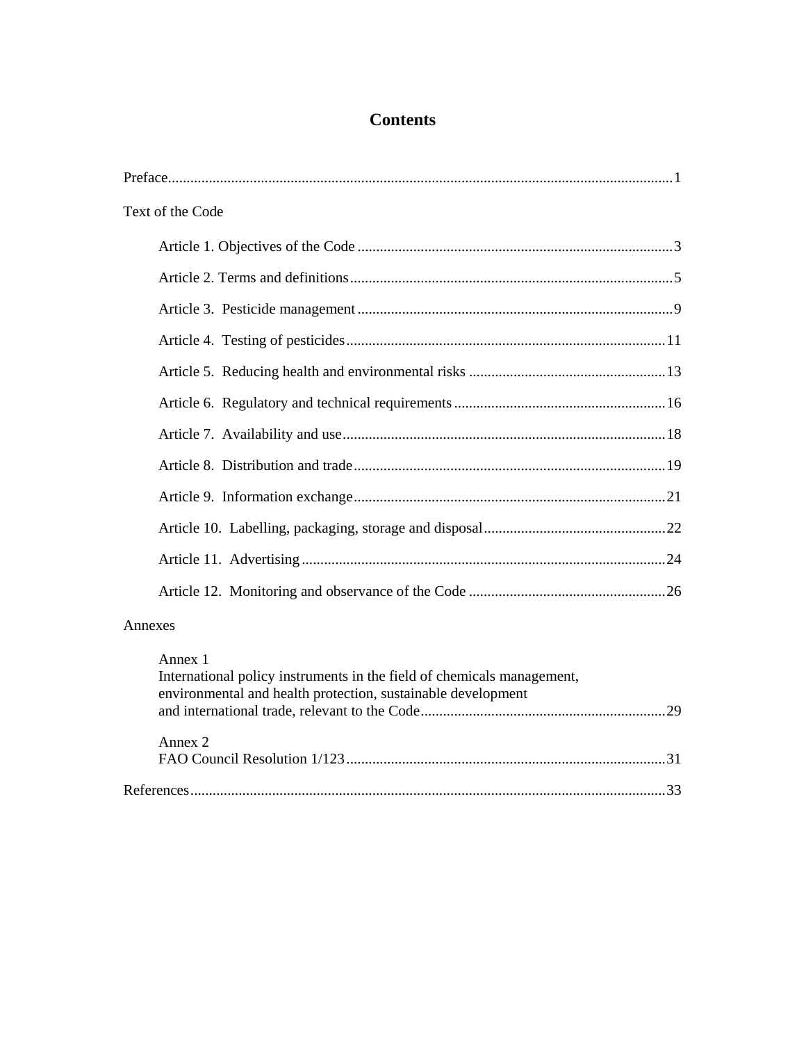# Contents

Preface.......................................................................................................................................1

Text of the Code

- Article 1. Objectives of the Code .....................................................................................3
- Article 2. Terms and definitions.......................................................................................5
- Article 3. Pesticide management .....................................................................................9
- Article 4. Testing of pesticides.......................................................................................11
- Article 5. Reducing health and environmental risks .....................................................13
- Article 6. Regulatory and technical requirements .........................................................16
- Article 7. Availability and use.......................................................................................18
- Article 8. Distribution and trade....................................................................................19
- Article 9. Information exchange....................................................................................21
- Article 10. Labelling, packaging, storage and disposal.................................................22
- Article 11. Advertising ..................................................................................................24
- Article 12. Monitoring and observance of the Code .....................................................26

Annexes

- Annex 1
  International policy instruments in the field of chemicals management, environmental and health protection, sustainable development and international trade, relevant to the Code.................................................................29
- Annex 2
  FAO Council Resolution 1/123......................................................................................31

References...............................................................................................................................33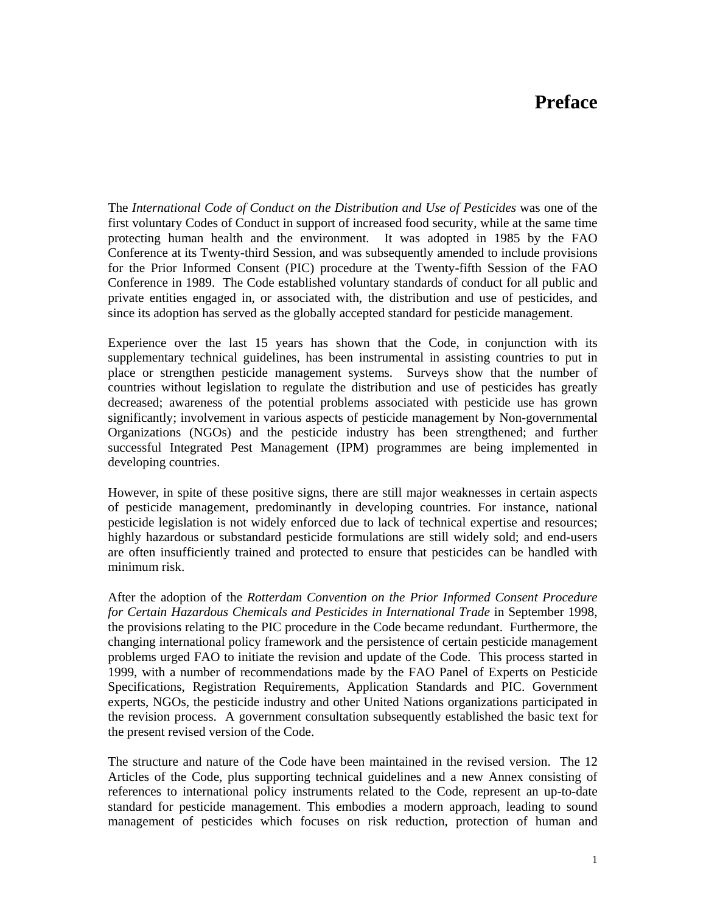# Preface

The *International Code of Conduct on the Distribution and Use of Pesticides* was one of the first voluntary Codes of Conduct in support of increased food security, while at the same time protecting human health and the environment. It was adopted in 1985 by the FAO Conference at its Twenty-third Session, and was subsequently amended to include provisions for the Prior Informed Consent (PIC) procedure at the Twenty-fifth Session of the FAO Conference in 1989. The Code established voluntary standards of conduct for all public and private entities engaged in, or associated with, the distribution and use of pesticides, and since its adoption has served as the globally accepted standard for pesticide management.

Experience over the last 15 years has shown that the Code, in conjunction with its supplementary technical guidelines, has been instrumental in assisting countries to put in place or strengthen pesticide management systems. Surveys show that the number of countries without legislation to regulate the distribution and use of pesticides has greatly decreased; awareness of the potential problems associated with pesticide use has grown significantly; involvement in various aspects of pesticide management by Non-governmental Organizations (NGOs) and the pesticide industry has been strengthened; and further successful Integrated Pest Management (IPM) programmes are being implemented in developing countries.

However, in spite of these positive signs, there are still major weaknesses in certain aspects of pesticide management, predominantly in developing countries. For instance, national pesticide legislation is not widely enforced due to lack of technical expertise and resources; highly hazardous or substandard pesticide formulations are still widely sold; and end-users are often insufficiently trained and protected to ensure that pesticides can be handled with minimum risk.

After the adoption of the *Rotterdam Convention on the Prior Informed Consent Procedure for Certain Hazardous Chemicals and Pesticides in International Trade* in September 1998, the provisions relating to the PIC procedure in the Code became redundant. Furthermore, the changing international policy framework and the persistence of certain pesticide management problems urged FAO to initiate the revision and update of the Code. This process started in 1999, with a number of recommendations made by the FAO Panel of Experts on Pesticide Specifications, Registration Requirements, Application Standards and PIC. Government experts, NGOs, the pesticide industry and other United Nations organizations participated in the revision process. A government consultation subsequently established the basic text for the present revised version of the Code.

The structure and nature of the Code have been maintained in the revised version. The 12 Articles of the Code, plus supporting technical guidelines and a new Annex consisting of references to international policy instruments related to the Code, represent an up-to-date standard for pesticide management. This embodies a modern approach, leading to sound management of pesticides which focuses on risk reduction, protection of human and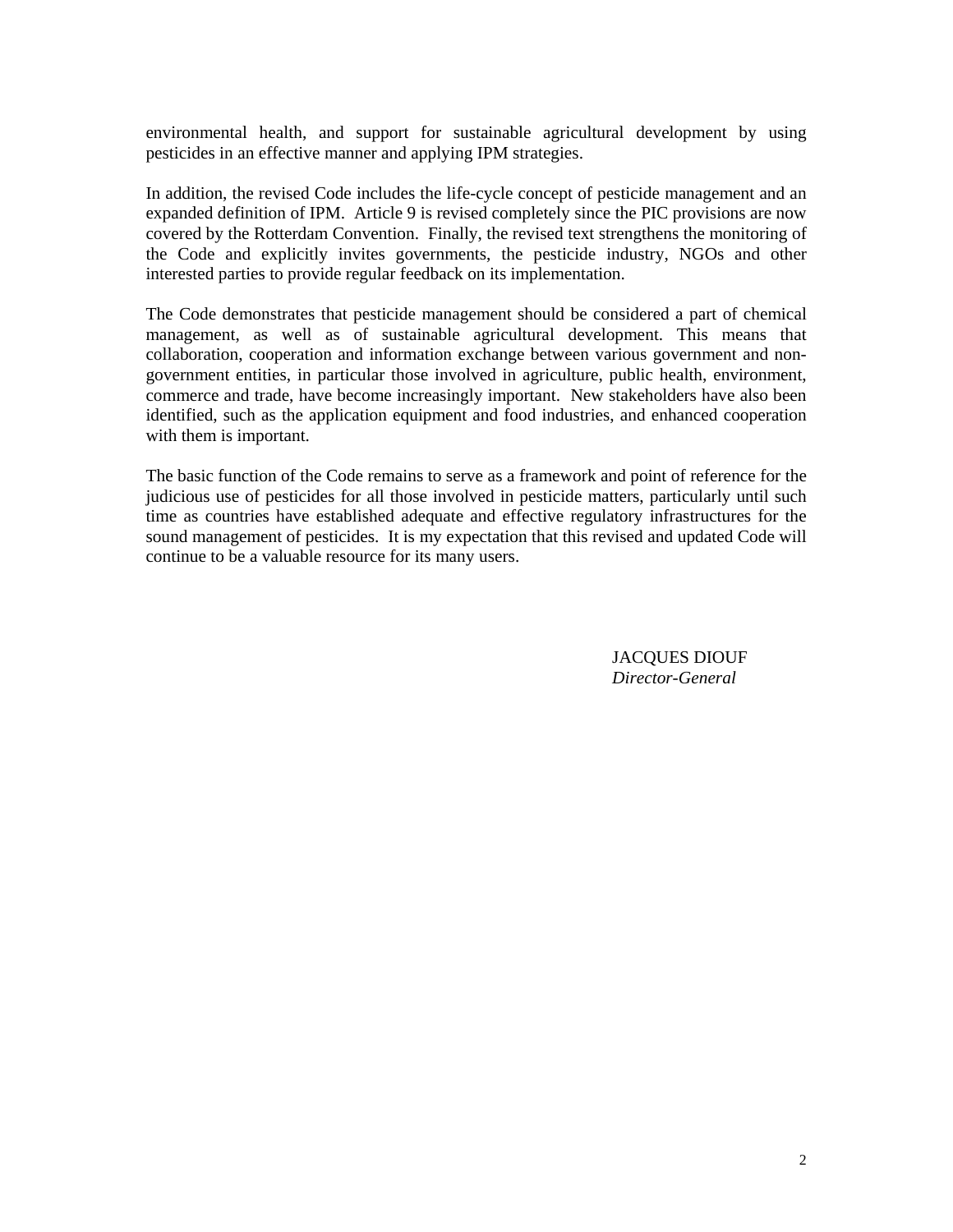environmental health, and support for sustainable agricultural development by using pesticides in an effective manner and applying IPM strategies.

In addition, the revised Code includes the life-cycle concept of pesticide management and an expanded definition of IPM. Article 9 is revised completely since the PIC provisions are now covered by the Rotterdam Convention. Finally, the revised text strengthens the monitoring of the Code and explicitly invites governments, the pesticide industry, NGOs and other interested parties to provide regular feedback on its implementation.

The Code demonstrates that pesticide management should be considered a part of chemical management, as well as of sustainable agricultural development. This means that collaboration, cooperation and information exchange between various government and non-government entities, in particular those involved in agriculture, public health, environment, commerce and trade, have become increasingly important. New stakeholders have also been identified, such as the application equipment and food industries, and enhanced cooperation with them is important.

The basic function of the Code remains to serve as a framework and point of reference for the judicious use of pesticides for all those involved in pesticide matters, particularly until such time as countries have established adequate and effective regulatory infrastructures for the sound management of pesticides. It is my expectation that this revised and updated Code will continue to be a valuable resource for its many users.

JACQUES DIOUF
*Director-General*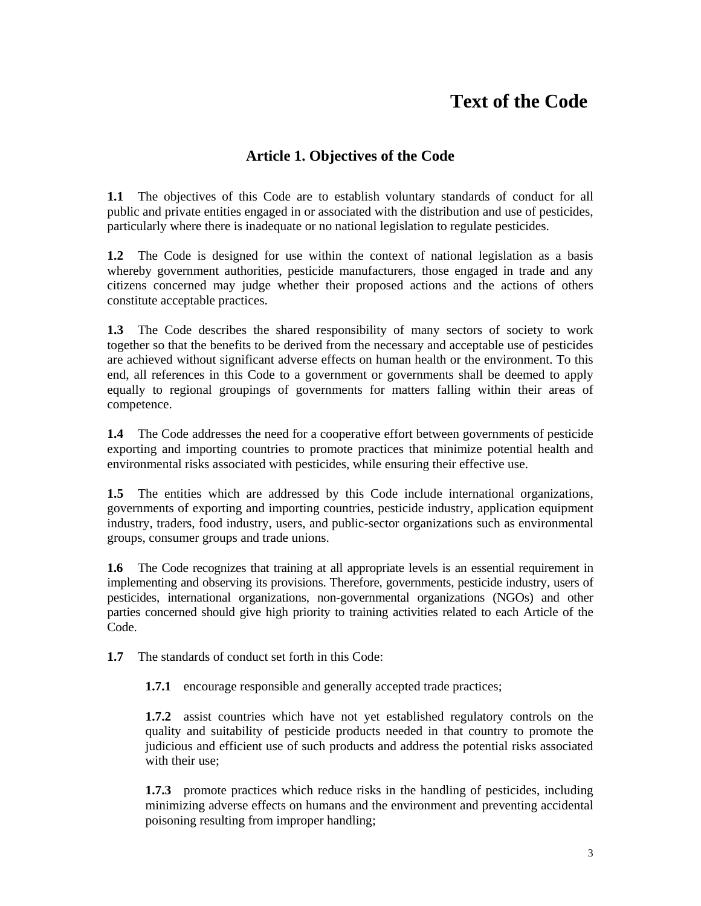# Text of the Code

## Article 1. Objectives of the Code

**1.1** The objectives of this Code are to establish voluntary standards of conduct for all public and private entities engaged in or associated with the distribution and use of pesticides, particularly where there is inadequate or no national legislation to regulate pesticides.

**1.2** The Code is designed for use within the context of national legislation as a basis whereby government authorities, pesticide manufacturers, those engaged in trade and any citizens concerned may judge whether their proposed actions and the actions of others constitute acceptable practices.

**1.3** The Code describes the shared responsibility of many sectors of society to work together so that the benefits to be derived from the necessary and acceptable use of pesticides are achieved without significant adverse effects on human health or the environment. To this end, all references in this Code to a government or governments shall be deemed to apply equally to regional groupings of governments for matters falling within their areas of competence.

**1.4** The Code addresses the need for a cooperative effort between governments of pesticide exporting and importing countries to promote practices that minimize potential health and environmental risks associated with pesticides, while ensuring their effective use.

**1.5** The entities which are addressed by this Code include international organizations, governments of exporting and importing countries, pesticide industry, application equipment industry, traders, food industry, users, and public-sector organizations such as environmental groups, consumer groups and trade unions.

**1.6** The Code recognizes that training at all appropriate levels is an essential requirement in implementing and observing its provisions. Therefore, governments, pesticide industry, users of pesticides, international organizations, non-governmental organizations (NGOs) and other parties concerned should give high priority to training activities related to each Article of the Code.

**1.7** The standards of conduct set forth in this Code:

**1.7.1** encourage responsible and generally accepted trade practices;

**1.7.2** assist countries which have not yet established regulatory controls on the quality and suitability of pesticide products needed in that country to promote the judicious and efficient use of such products and address the potential risks associated with their use;

**1.7.3** promote practices which reduce risks in the handling of pesticides, including minimizing adverse effects on humans and the environment and preventing accidental poisoning resulting from improper handling;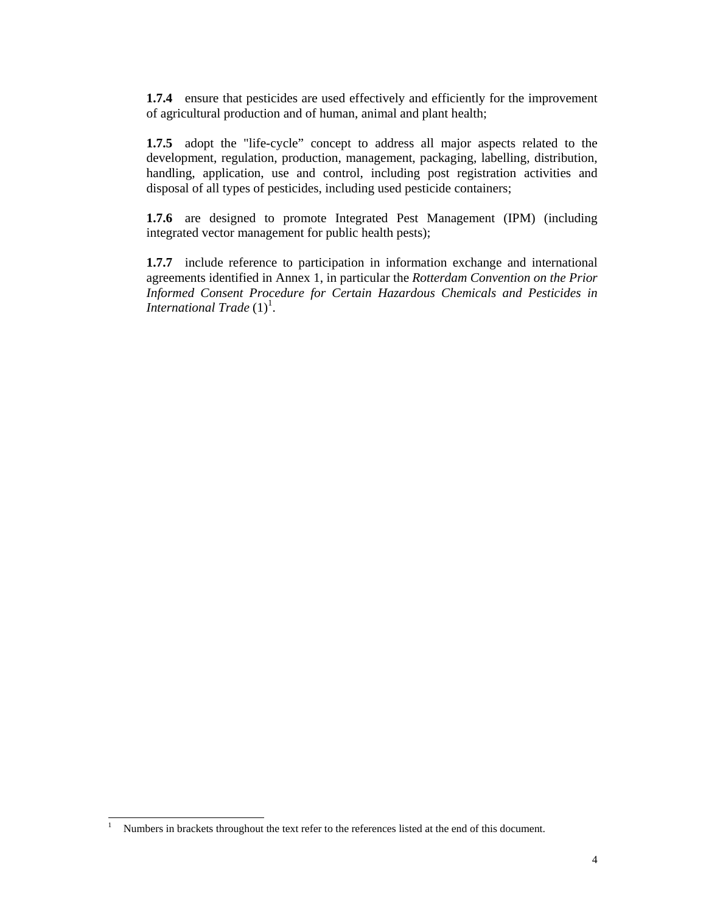**1.7.4** ensure that pesticides are used effectively and efficiently for the improvement of agricultural production and of human, animal and plant health;

**1.7.5** adopt the "life-cycle" concept to address all major aspects related to the development, regulation, production, management, packaging, labelling, distribution, handling, application, use and control, including post registration activities and disposal of all types of pesticides, including used pesticide containers;

**1.7.6** are designed to promote Integrated Pest Management (IPM) (including integrated vector management for public health pests);

**1.7.7** include reference to participation in information exchange and international agreements identified in Annex 1, in particular the *Rotterdam Convention on the Prior Informed Consent Procedure for Certain Hazardous Chemicals and Pesticides in International Trade* (1)[1].

---

[1] Numbers in brackets throughout the text refer to the references listed at the end of this document.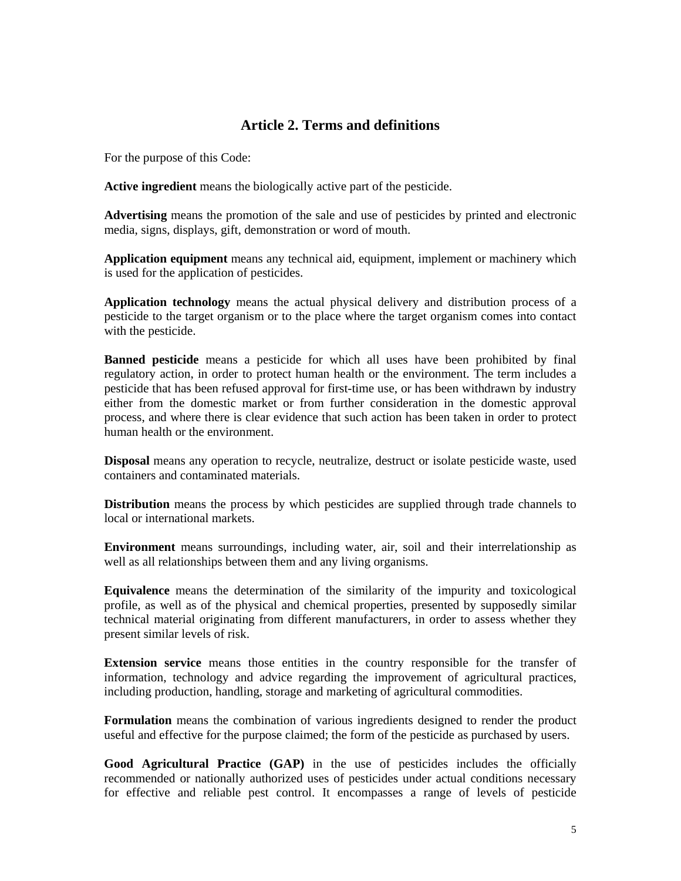## Article 2. Terms and definitions

For the purpose of this Code:

**Active ingredient** means the biologically active part of the pesticide.

**Advertising** means the promotion of the sale and use of pesticides by printed and electronic media, signs, displays, gift, demonstration or word of mouth.

**Application equipment** means any technical aid, equipment, implement or machinery which is used for the application of pesticides.

**Application technology** means the actual physical delivery and distribution process of a pesticide to the target organism or to the place where the target organism comes into contact with the pesticide.

**Banned pesticide** means a pesticide for which all uses have been prohibited by final regulatory action, in order to protect human health or the environment. The term includes a pesticide that has been refused approval for first-time use, or has been withdrawn by industry either from the domestic market or from further consideration in the domestic approval process, and where there is clear evidence that such action has been taken in order to protect human health or the environment.

**Disposal** means any operation to recycle, neutralize, destruct or isolate pesticide waste, used containers and contaminated materials.

**Distribution** means the process by which pesticides are supplied through trade channels to local or international markets.

**Environment** means surroundings, including water, air, soil and their interrelationship as well as all relationships between them and any living organisms.

**Equivalence** means the determination of the similarity of the impurity and toxicological profile, as well as of the physical and chemical properties, presented by supposedly similar technical material originating from different manufacturers, in order to assess whether they present similar levels of risk.

**Extension service** means those entities in the country responsible for the transfer of information, technology and advice regarding the improvement of agricultural practices, including production, handling, storage and marketing of agricultural commodities.

**Formulation** means the combination of various ingredients designed to render the product useful and effective for the purpose claimed; the form of the pesticide as purchased by users.

**Good Agricultural Practice (GAP)** in the use of pesticides includes the officially recommended or nationally authorized uses of pesticides under actual conditions necessary for effective and reliable pest control. It encompasses a range of levels of pesticide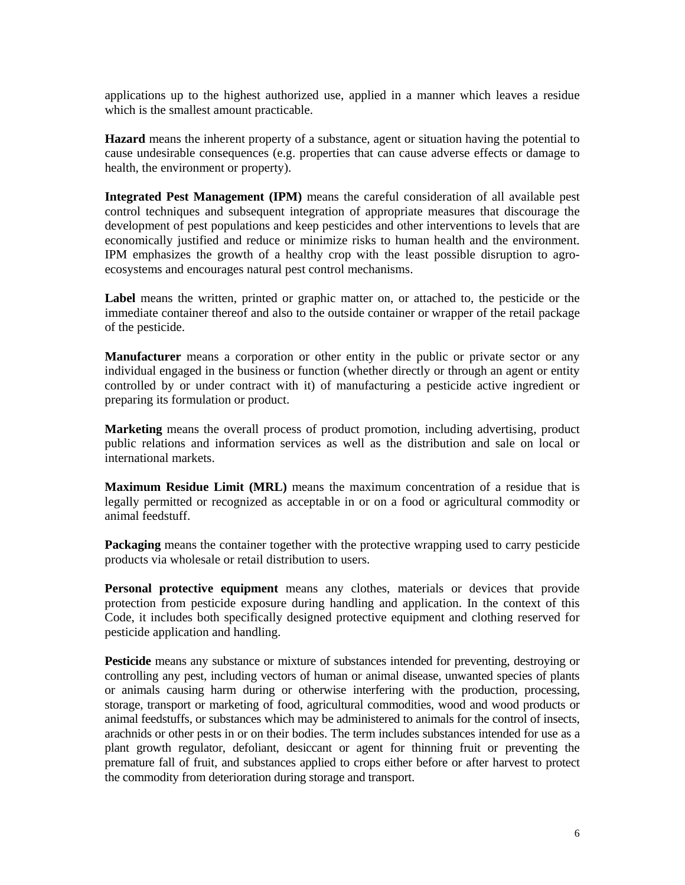applications up to the highest authorized use, applied in a manner which leaves a residue which is the smallest amount practicable.

**Hazard** means the inherent property of a substance, agent or situation having the potential to cause undesirable consequences (e.g. properties that can cause adverse effects or damage to health, the environment or property).

**Integrated Pest Management (IPM)** means the careful consideration of all available pest control techniques and subsequent integration of appropriate measures that discourage the development of pest populations and keep pesticides and other interventions to levels that are economically justified and reduce or minimize risks to human health and the environment. IPM emphasizes the growth of a healthy crop with the least possible disruption to agro-ecosystems and encourages natural pest control mechanisms.

**Label** means the written, printed or graphic matter on, or attached to, the pesticide or the immediate container thereof and also to the outside container or wrapper of the retail package of the pesticide.

**Manufacturer** means a corporation or other entity in the public or private sector or any individual engaged in the business or function (whether directly or through an agent or entity controlled by or under contract with it) of manufacturing a pesticide active ingredient or preparing its formulation or product.

**Marketing** means the overall process of product promotion, including advertising, product public relations and information services as well as the distribution and sale on local or international markets.

**Maximum Residue Limit (MRL)** means the maximum concentration of a residue that is legally permitted or recognized as acceptable in or on a food or agricultural commodity or animal feedstuff.

**Packaging** means the container together with the protective wrapping used to carry pesticide products via wholesale or retail distribution to users.

**Personal protective equipment** means any clothes, materials or devices that provide protection from pesticide exposure during handling and application. In the context of this Code, it includes both specifically designed protective equipment and clothing reserved for pesticide application and handling.

**Pesticide** means any substance or mixture of substances intended for preventing, destroying or controlling any pest, including vectors of human or animal disease, unwanted species of plants or animals causing harm during or otherwise interfering with the production, processing, storage, transport or marketing of food, agricultural commodities, wood and wood products or animal feedstuffs, or substances which may be administered to animals for the control of insects, arachnids or other pests in or on their bodies. The term includes substances intended for use as a plant growth regulator, defoliant, desiccant or agent for thinning fruit or preventing the premature fall of fruit, and substances applied to crops either before or after harvest to protect the commodity from deterioration during storage and transport.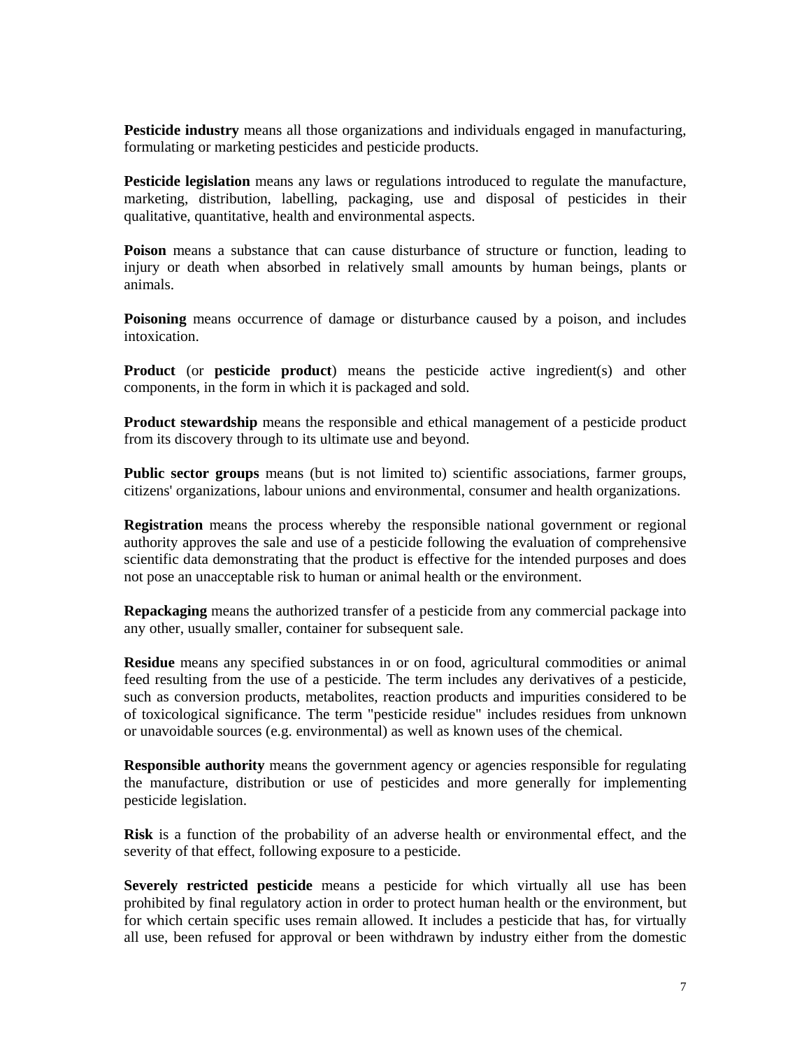**Pesticide industry** means all those organizations and individuals engaged in manufacturing, formulating or marketing pesticides and pesticide products.

**Pesticide legislation** means any laws or regulations introduced to regulate the manufacture, marketing, distribution, labelling, packaging, use and disposal of pesticides in their qualitative, quantitative, health and environmental aspects.

**Poison** means a substance that can cause disturbance of structure or function, leading to injury or death when absorbed in relatively small amounts by human beings, plants or animals.

**Poisoning** means occurrence of damage or disturbance caused by a poison, and includes intoxication.

**Product** (or **pesticide product**) means the pesticide active ingredient(s) and other components, in the form in which it is packaged and sold.

**Product stewardship** means the responsible and ethical management of a pesticide product from its discovery through to its ultimate use and beyond.

**Public sector groups** means (but is not limited to) scientific associations, farmer groups, citizens' organizations, labour unions and environmental, consumer and health organizations.

**Registration** means the process whereby the responsible national government or regional authority approves the sale and use of a pesticide following the evaluation of comprehensive scientific data demonstrating that the product is effective for the intended purposes and does not pose an unacceptable risk to human or animal health or the environment.

**Repackaging** means the authorized transfer of a pesticide from any commercial package into any other, usually smaller, container for subsequent sale.

**Residue** means any specified substances in or on food, agricultural commodities or animal feed resulting from the use of a pesticide. The term includes any derivatives of a pesticide, such as conversion products, metabolites, reaction products and impurities considered to be of toxicological significance. The term "pesticide residue" includes residues from unknown or unavoidable sources (e.g. environmental) as well as known uses of the chemical.

**Responsible authority** means the government agency or agencies responsible for regulating the manufacture, distribution or use of pesticides and more generally for implementing pesticide legislation.

**Risk** is a function of the probability of an adverse health or environmental effect, and the severity of that effect, following exposure to a pesticide.

**Severely restricted pesticide** means a pesticide for which virtually all use has been prohibited by final regulatory action in order to protect human health or the environment, but for which certain specific uses remain allowed. It includes a pesticide that has, for virtually all use, been refused for approval or been withdrawn by industry either from the domestic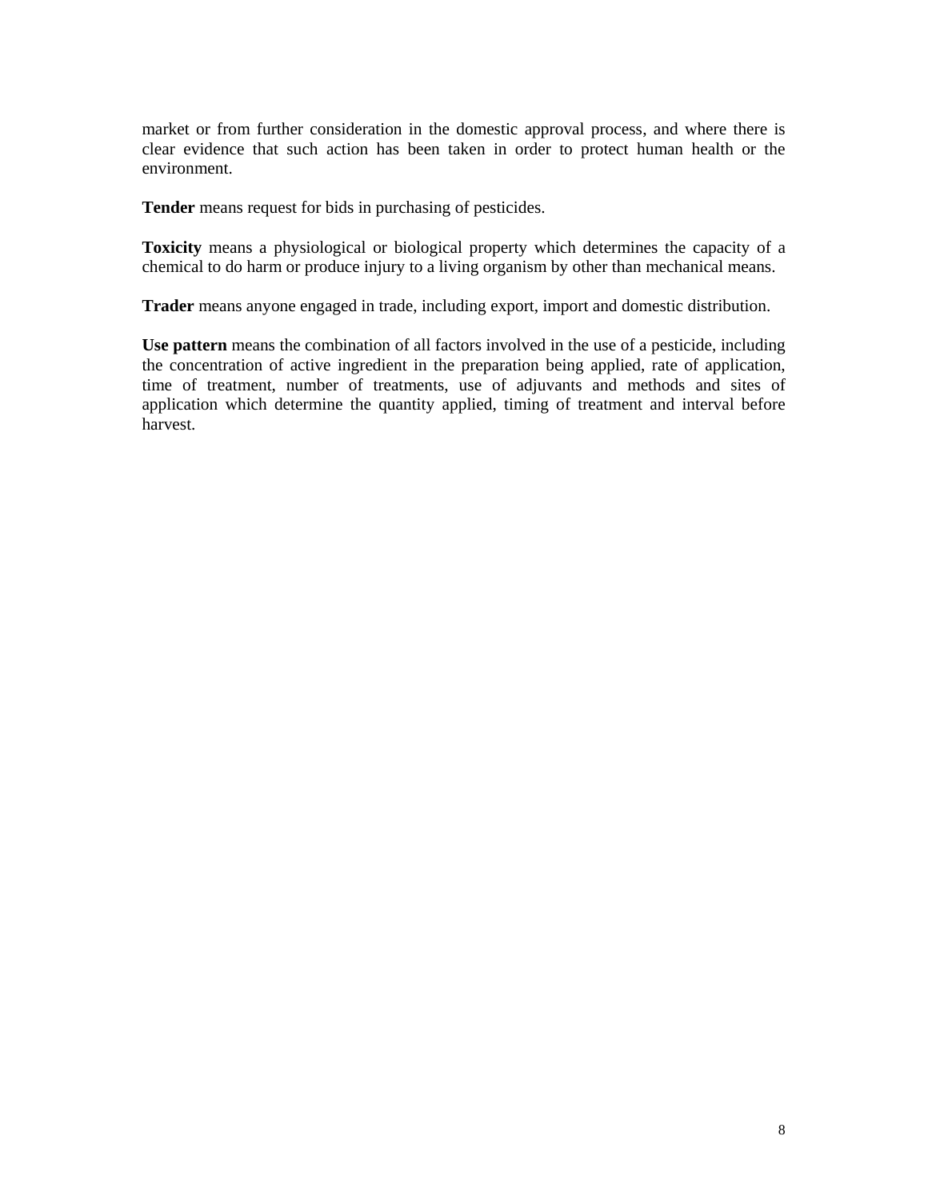market or from further consideration in the domestic approval process, and where there is clear evidence that such action has been taken in order to protect human health or the environment.

**Tender** means request for bids in purchasing of pesticides.

**Toxicity** means a physiological or biological property which determines the capacity of a chemical to do harm or produce injury to a living organism by other than mechanical means.

**Trader** means anyone engaged in trade, including export, import and domestic distribution.

**Use pattern** means the combination of all factors involved in the use of a pesticide, including the concentration of active ingredient in the preparation being applied, rate of application, time of treatment, number of treatments, use of adjuvants and methods and sites of application which determine the quantity applied, timing of treatment and interval before harvest.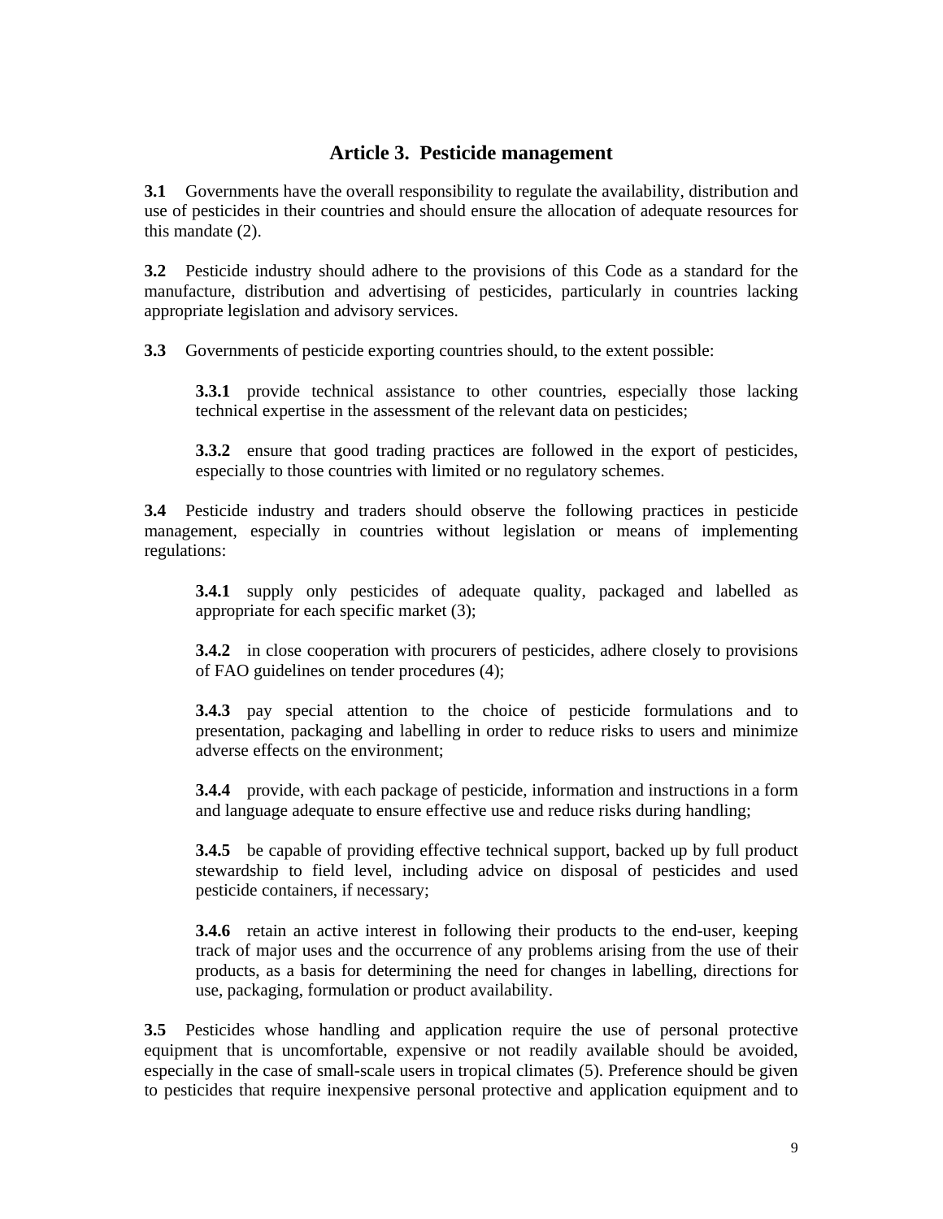## Article 3. Pesticide management

**3.1** Governments have the overall responsibility to regulate the availability, distribution and use of pesticides in their countries and should ensure the allocation of adequate resources for this mandate (2).

**3.2** Pesticide industry should adhere to the provisions of this Code as a standard for the manufacture, distribution and advertising of pesticides, particularly in countries lacking appropriate legislation and advisory services.

**3.3** Governments of pesticide exporting countries should, to the extent possible:

> **3.3.1** provide technical assistance to other countries, especially those lacking technical expertise in the assessment of the relevant data on pesticides;
>
> **3.3.2** ensure that good trading practices are followed in the export of pesticides, especially to those countries with limited or no regulatory schemes.

**3.4** Pesticide industry and traders should observe the following practices in pesticide management, especially in countries without legislation or means of implementing regulations:

> **3.4.1** supply only pesticides of adequate quality, packaged and labelled as appropriate for each specific market (3);
>
> **3.4.2** in close cooperation with procurers of pesticides, adhere closely to provisions of FAO guidelines on tender procedures (4);
>
> **3.4.3** pay special attention to the choice of pesticide formulations and to presentation, packaging and labelling in order to reduce risks to users and minimize adverse effects on the environment;
>
> **3.4.4** provide, with each package of pesticide, information and instructions in a form and language adequate to ensure effective use and reduce risks during handling;
>
> **3.4.5** be capable of providing effective technical support, backed up by full product stewardship to field level, including advice on disposal of pesticides and used pesticide containers, if necessary;
>
> **3.4.6** retain an active interest in following their products to the end-user, keeping track of major uses and the occurrence of any problems arising from the use of their products, as a basis for determining the need for changes in labelling, directions for use, packaging, formulation or product availability.

**3.5** Pesticides whose handling and application require the use of personal protective equipment that is uncomfortable, expensive or not readily available should be avoided, especially in the case of small-scale users in tropical climates (5). Preference should be given to pesticides that require inexpensive personal protective and application equipment and to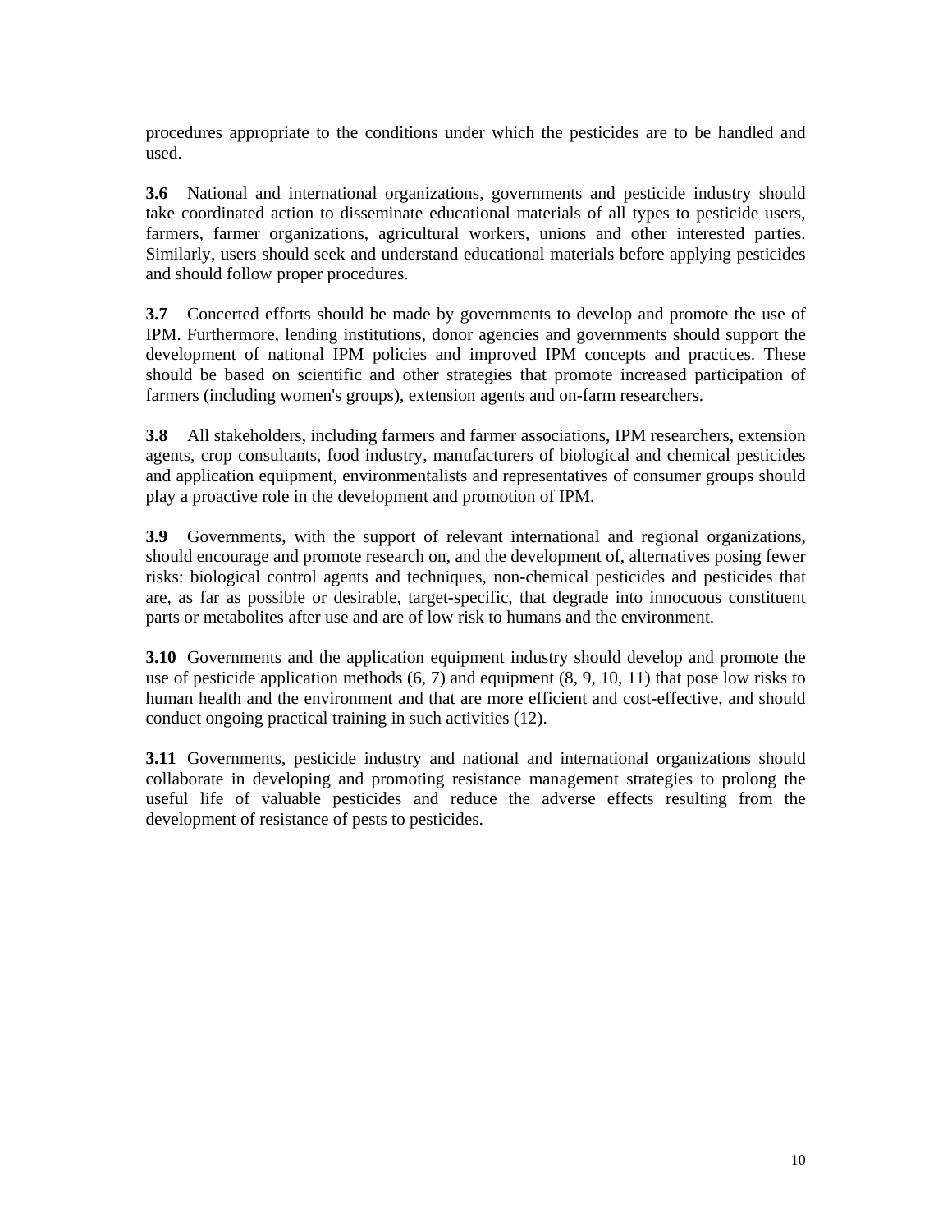procedures appropriate to the conditions under which the pesticides are to be handled and used.

**3.6** National and international organizations, governments and pesticide industry should take coordinated action to disseminate educational materials of all types to pesticide users, farmers, farmer organizations, agricultural workers, unions and other interested parties. Similarly, users should seek and understand educational materials before applying pesticides and should follow proper procedures.

**3.7** Concerted efforts should be made by governments to develop and promote the use of IPM. Furthermore, lending institutions, donor agencies and governments should support the development of national IPM policies and improved IPM concepts and practices. These should be based on scientific and other strategies that promote increased participation of farmers (including women's groups), extension agents and on-farm researchers.

**3.8** All stakeholders, including farmers and farmer associations, IPM researchers, extension agents, crop consultants, food industry, manufacturers of biological and chemical pesticides and application equipment, environmentalists and representatives of consumer groups should play a proactive role in the development and promotion of IPM.

**3.9** Governments, with the support of relevant international and regional organizations, should encourage and promote research on, and the development of, alternatives posing fewer risks: biological control agents and techniques, non-chemical pesticides and pesticides that are, as far as possible or desirable, target-specific, that degrade into innocuous constituent parts or metabolites after use and are of low risk to humans and the environment.

**3.10** Governments and the application equipment industry should develop and promote the use of pesticide application methods (6, 7) and equipment (8, 9, 10, 11) that pose low risks to human health and the environment and that are more efficient and cost-effective, and should conduct ongoing practical training in such activities (12).

**3.11** Governments, pesticide industry and national and international organizations should collaborate in developing and promoting resistance management strategies to prolong the useful life of valuable pesticides and reduce the adverse effects resulting from the development of resistance of pests to pesticides.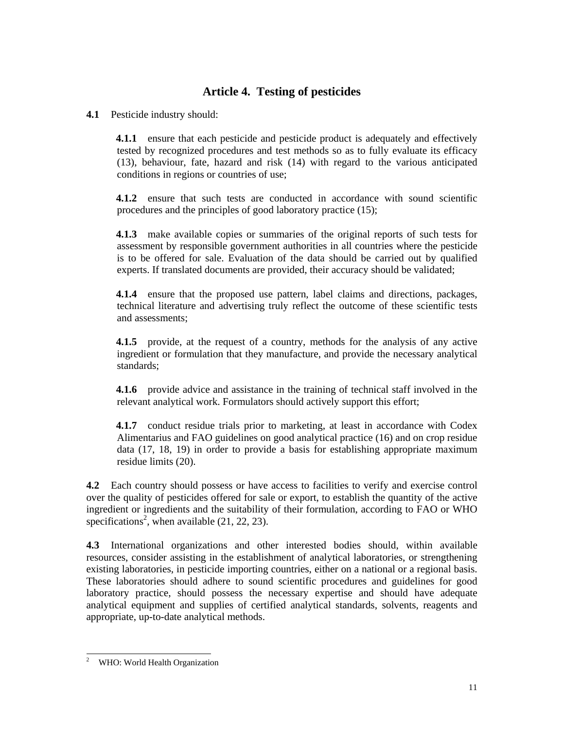## Article 4. Testing of pesticides

**4.1** Pesticide industry should:

**4.1.1** ensure that each pesticide and pesticide product is adequately and effectively tested by recognized procedures and test methods so as to fully evaluate its efficacy (13), behaviour, fate, hazard and risk (14) with regard to the various anticipated conditions in regions or countries of use;

**4.1.2** ensure that such tests are conducted in accordance with sound scientific procedures and the principles of good laboratory practice (15);

**4.1.3** make available copies or summaries of the original reports of such tests for assessment by responsible government authorities in all countries where the pesticide is to be offered for sale. Evaluation of the data should be carried out by qualified experts. If translated documents are provided, their accuracy should be validated;

**4.1.4** ensure that the proposed use pattern, label claims and directions, packages, technical literature and advertising truly reflect the outcome of these scientific tests and assessments;

**4.1.5** provide, at the request of a country, methods for the analysis of any active ingredient or formulation that they manufacture, and provide the necessary analytical standards;

**4.1.6** provide advice and assistance in the training of technical staff involved in the relevant analytical work. Formulators should actively support this effort;

**4.1.7** conduct residue trials prior to marketing, at least in accordance with Codex Alimentarius and FAO guidelines on good analytical practice (16) and on crop residue data (17, 18, 19) in order to provide a basis for establishing appropriate maximum residue limits (20).

**4.2** Each country should possess or have access to facilities to verify and exercise control over the quality of pesticides offered for sale or export, to establish the quantity of the active ingredient or ingredients and the suitability of their formulation, according to FAO or WHO specifications[2], when available (21, 22, 23).

**4.3** International organizations and other interested bodies should, within available resources, consider assisting in the establishment of analytical laboratories, or strengthening existing laboratories, in pesticide importing countries, either on a national or a regional basis. These laboratories should adhere to sound scientific procedures and guidelines for good laboratory practice, should possess the necessary expertise and should have adequate analytical equipment and supplies of certified analytical standards, solvents, reagents and appropriate, up-to-date analytical methods.

---

[2] WHO: World Health Organization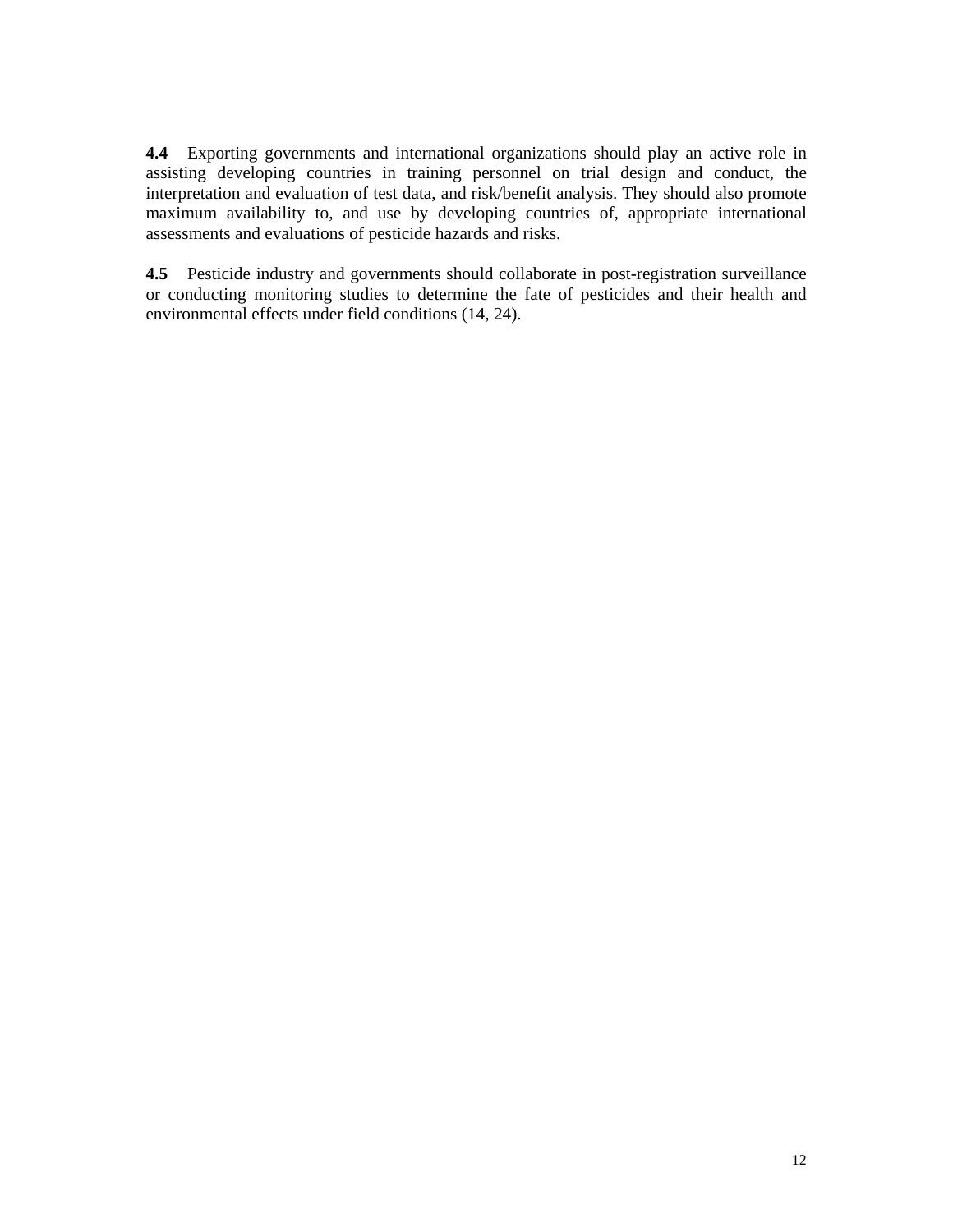**4.4** Exporting governments and international organizations should play an active role in assisting developing countries in training personnel on trial design and conduct, the interpretation and evaluation of test data, and risk/benefit analysis. They should also promote maximum availability to, and use by developing countries of, appropriate international assessments and evaluations of pesticide hazards and risks.

**4.5** Pesticide industry and governments should collaborate in post-registration surveillance or conducting monitoring studies to determine the fate of pesticides and their health and environmental effects under field conditions (14, 24).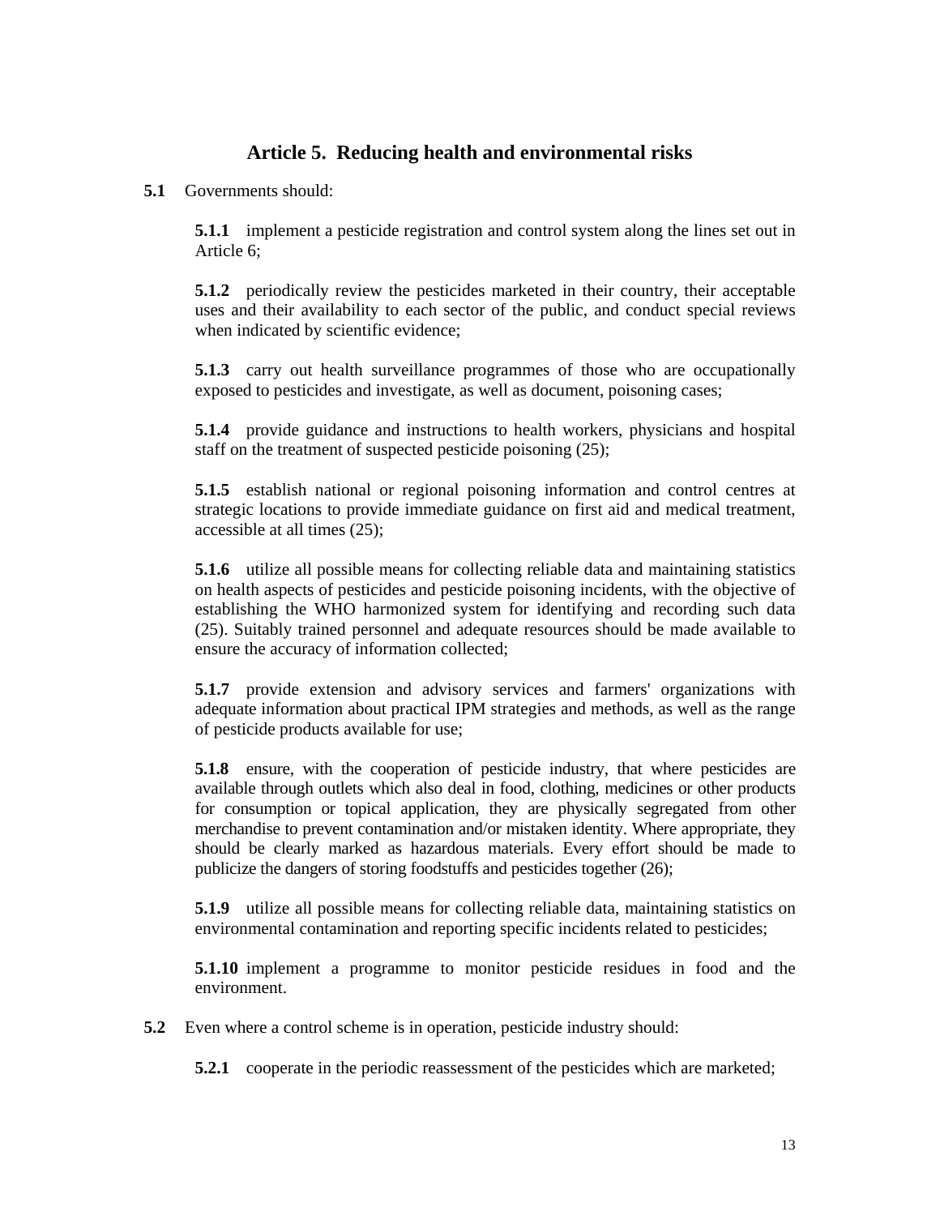## Article 5. Reducing health and environmental risks

**5.1** Governments should:

**5.1.1** implement a pesticide registration and control system along the lines set out in Article 6;

**5.1.2** periodically review the pesticides marketed in their country, their acceptable uses and their availability to each sector of the public, and conduct special reviews when indicated by scientific evidence;

**5.1.3** carry out health surveillance programmes of those who are occupationally exposed to pesticides and investigate, as well as document, poisoning cases;

**5.1.4** provide guidance and instructions to health workers, physicians and hospital staff on the treatment of suspected pesticide poisoning (25);

**5.1.5** establish national or regional poisoning information and control centres at strategic locations to provide immediate guidance on first aid and medical treatment, accessible at all times (25);

**5.1.6** utilize all possible means for collecting reliable data and maintaining statistics on health aspects of pesticides and pesticide poisoning incidents, with the objective of establishing the WHO harmonized system for identifying and recording such data (25). Suitably trained personnel and adequate resources should be made available to ensure the accuracy of information collected;

**5.1.7** provide extension and advisory services and farmers' organizations with adequate information about practical IPM strategies and methods, as well as the range of pesticide products available for use;

**5.1.8** ensure, with the cooperation of pesticide industry, that where pesticides are available through outlets which also deal in food, clothing, medicines or other products for consumption or topical application, they are physically segregated from other merchandise to prevent contamination and/or mistaken identity. Where appropriate, they should be clearly marked as hazardous materials. Every effort should be made to publicize the dangers of storing foodstuffs and pesticides together (26);

**5.1.9** utilize all possible means for collecting reliable data, maintaining statistics on environmental contamination and reporting specific incidents related to pesticides;

**5.1.10** implement a programme to monitor pesticide residues in food and the environment.

**5.2** Even where a control scheme is in operation, pesticide industry should:

**5.2.1** cooperate in the periodic reassessment of the pesticides which are marketed;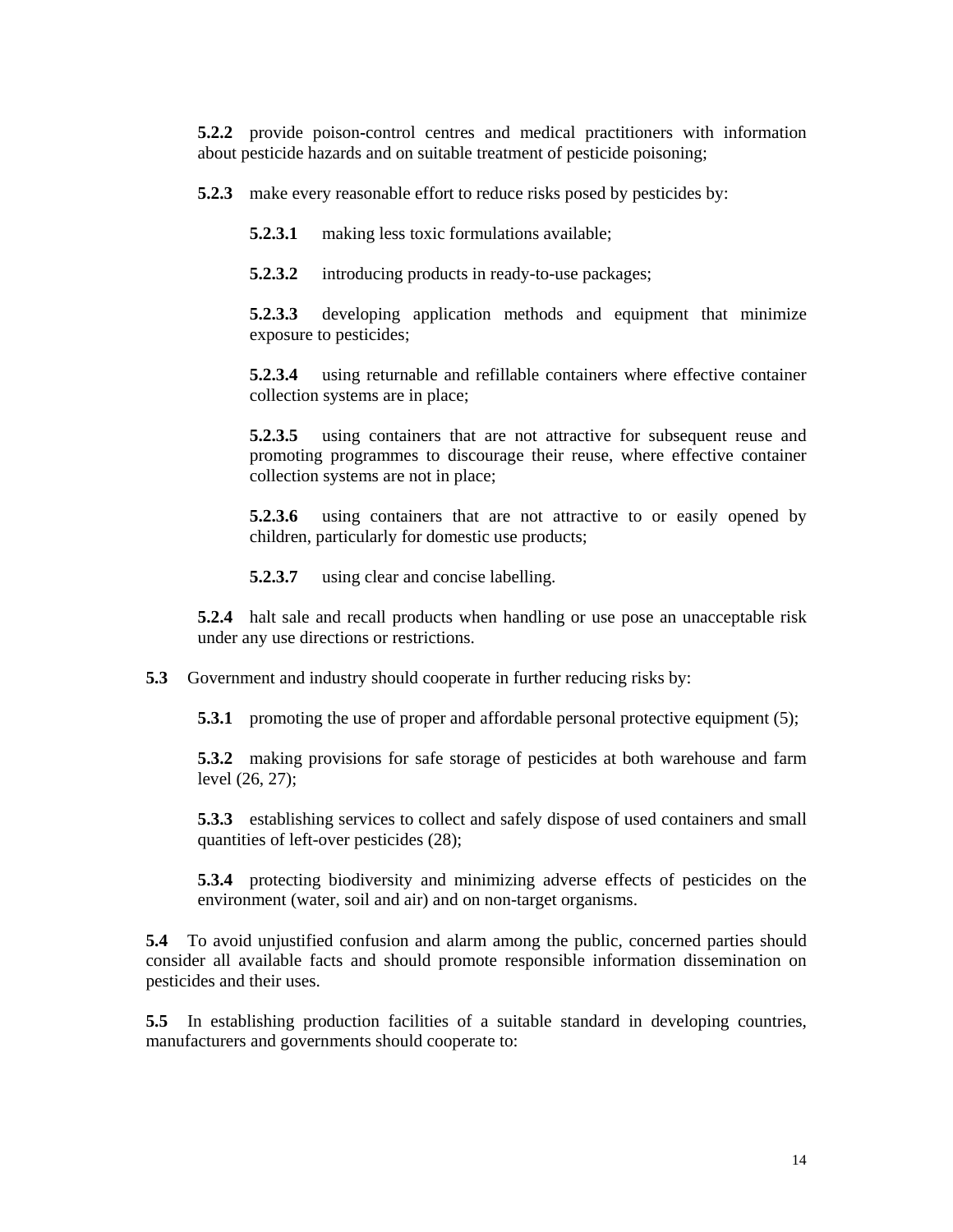**5.2.2** provide poison-control centres and medical practitioners with information about pesticide hazards and on suitable treatment of pesticide poisoning;

**5.2.3** make every reasonable effort to reduce risks posed by pesticides by:

**5.2.3.1** making less toxic formulations available;

**5.2.3.2** introducing products in ready-to-use packages;

**5.2.3.3** developing application methods and equipment that minimize exposure to pesticides;

**5.2.3.4** using returnable and refillable containers where effective container collection systems are in place;

**5.2.3.5** using containers that are not attractive for subsequent reuse and promoting programmes to discourage their reuse, where effective container collection systems are not in place;

**5.2.3.6** using containers that are not attractive to or easily opened by children, particularly for domestic use products;

**5.2.3.7** using clear and concise labelling.

**5.2.4** halt sale and recall products when handling or use pose an unacceptable risk under any use directions or restrictions.

**5.3** Government and industry should cooperate in further reducing risks by:

**5.3.1** promoting the use of proper and affordable personal protective equipment (5);

**5.3.2** making provisions for safe storage of pesticides at both warehouse and farm level (26, 27);

**5.3.3** establishing services to collect and safely dispose of used containers and small quantities of left-over pesticides (28);

**5.3.4** protecting biodiversity and minimizing adverse effects of pesticides on the environment (water, soil and air) and on non-target organisms.

**5.4** To avoid unjustified confusion and alarm among the public, concerned parties should consider all available facts and should promote responsible information dissemination on pesticides and their uses.

**5.5** In establishing production facilities of a suitable standard in developing countries, manufacturers and governments should cooperate to: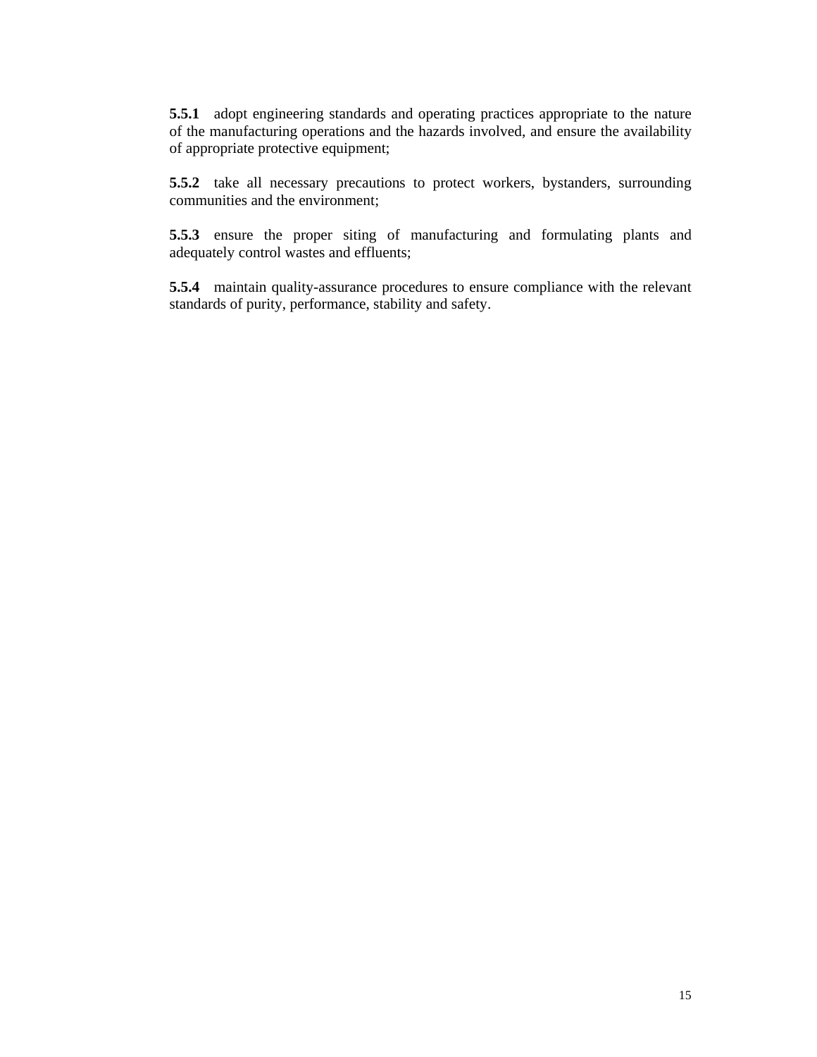**5.5.1** adopt engineering standards and operating practices appropriate to the nature of the manufacturing operations and the hazards involved, and ensure the availability of appropriate protective equipment;

**5.5.2** take all necessary precautions to protect workers, bystanders, surrounding communities and the environment;

**5.5.3** ensure the proper siting of manufacturing and formulating plants and adequately control wastes and effluents;

**5.5.4** maintain quality-assurance procedures to ensure compliance with the relevant standards of purity, performance, stability and safety.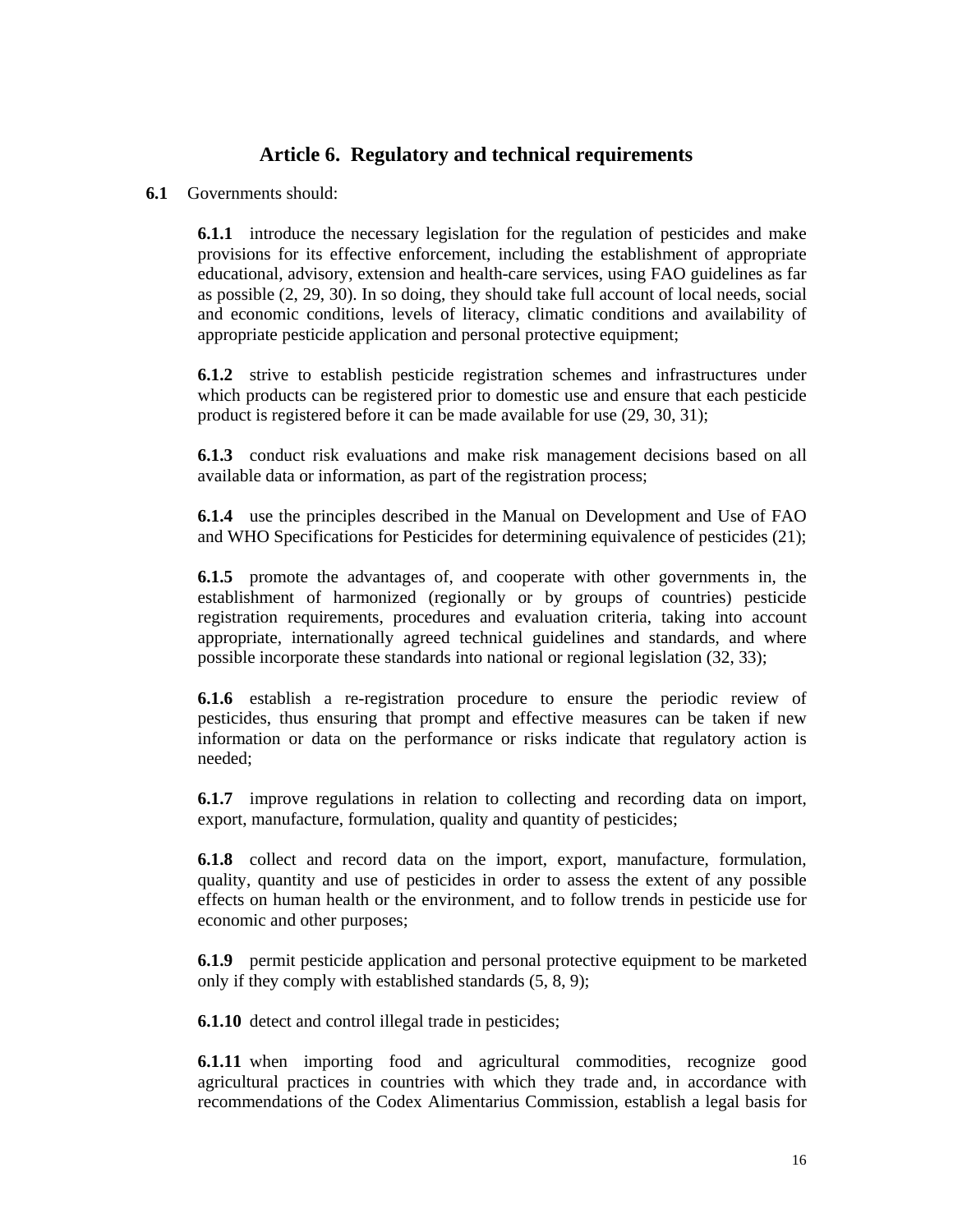## Article 6. Regulatory and technical requirements

**6.1** Governments should:

**6.1.1** introduce the necessary legislation for the regulation of pesticides and make provisions for its effective enforcement, including the establishment of appropriate educational, advisory, extension and health-care services, using FAO guidelines as far as possible (2, 29, 30). In so doing, they should take full account of local needs, social and economic conditions, levels of literacy, climatic conditions and availability of appropriate pesticide application and personal protective equipment;

**6.1.2** strive to establish pesticide registration schemes and infrastructures under which products can be registered prior to domestic use and ensure that each pesticide product is registered before it can be made available for use (29, 30, 31);

**6.1.3** conduct risk evaluations and make risk management decisions based on all available data or information, as part of the registration process;

**6.1.4** use the principles described in the Manual on Development and Use of FAO and WHO Specifications for Pesticides for determining equivalence of pesticides (21);

**6.1.5** promote the advantages of, and cooperate with other governments in, the establishment of harmonized (regionally or by groups of countries) pesticide registration requirements, procedures and evaluation criteria, taking into account appropriate, internationally agreed technical guidelines and standards, and where possible incorporate these standards into national or regional legislation (32, 33);

**6.1.6** establish a re-registration procedure to ensure the periodic review of pesticides, thus ensuring that prompt and effective measures can be taken if new information or data on the performance or risks indicate that regulatory action is needed;

**6.1.7** improve regulations in relation to collecting and recording data on import, export, manufacture, formulation, quality and quantity of pesticides;

**6.1.8** collect and record data on the import, export, manufacture, formulation, quality, quantity and use of pesticides in order to assess the extent of any possible effects on human health or the environment, and to follow trends in pesticide use for economic and other purposes;

**6.1.9** permit pesticide application and personal protective equipment to be marketed only if they comply with established standards (5, 8, 9);

**6.1.10** detect and control illegal trade in pesticides;

**6.1.11** when importing food and agricultural commodities, recognize good agricultural practices in countries with which they trade and, in accordance with recommendations of the Codex Alimentarius Commission, establish a legal basis for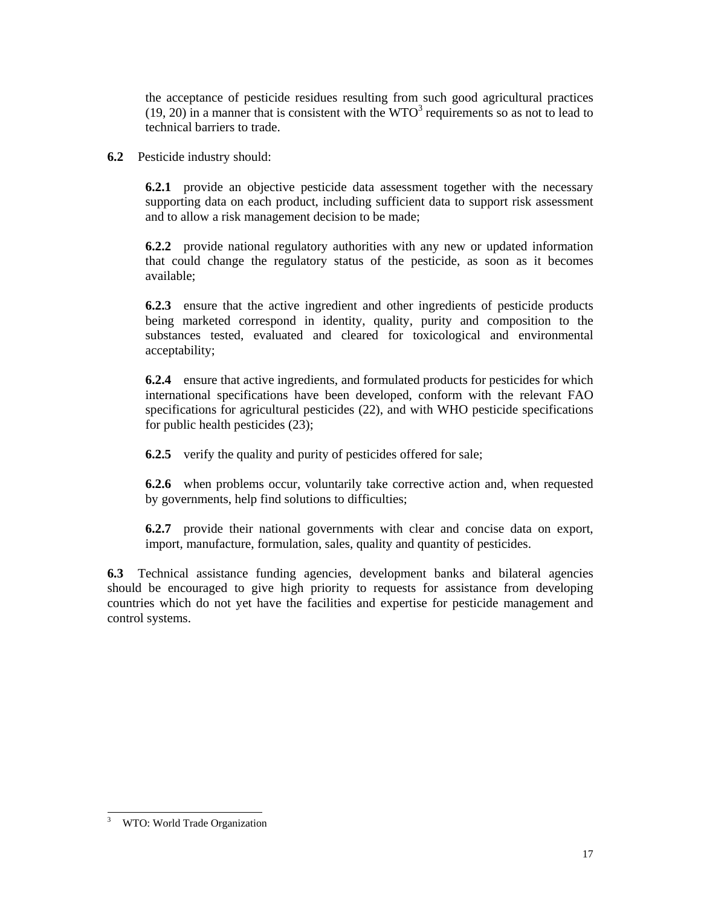the acceptance of pesticide residues resulting from such good agricultural practices (19, 20) in a manner that is consistent with the WTO[3] requirements so as not to lead to technical barriers to trade.

**6.2** Pesticide industry should:

**6.2.1** provide an objective pesticide data assessment together with the necessary supporting data on each product, including sufficient data to support risk assessment and to allow a risk management decision to be made;

**6.2.2** provide national regulatory authorities with any new or updated information that could change the regulatory status of the pesticide, as soon as it becomes available;

**6.2.3** ensure that the active ingredient and other ingredients of pesticide products being marketed correspond in identity, quality, purity and composition to the substances tested, evaluated and cleared for toxicological and environmental acceptability;

**6.2.4** ensure that active ingredients, and formulated products for pesticides for which international specifications have been developed, conform with the relevant FAO specifications for agricultural pesticides (22), and with WHO pesticide specifications for public health pesticides (23);

**6.2.5** verify the quality and purity of pesticides offered for sale;

**6.2.6** when problems occur, voluntarily take corrective action and, when requested by governments, help find solutions to difficulties;

**6.2.7** provide their national governments with clear and concise data on export, import, manufacture, formulation, sales, quality and quantity of pesticides.

**6.3** Technical assistance funding agencies, development banks and bilateral agencies should be encouraged to give high priority to requests for assistance from developing countries which do not yet have the facilities and expertise for pesticide management and control systems.

---

[3] WTO: World Trade Organization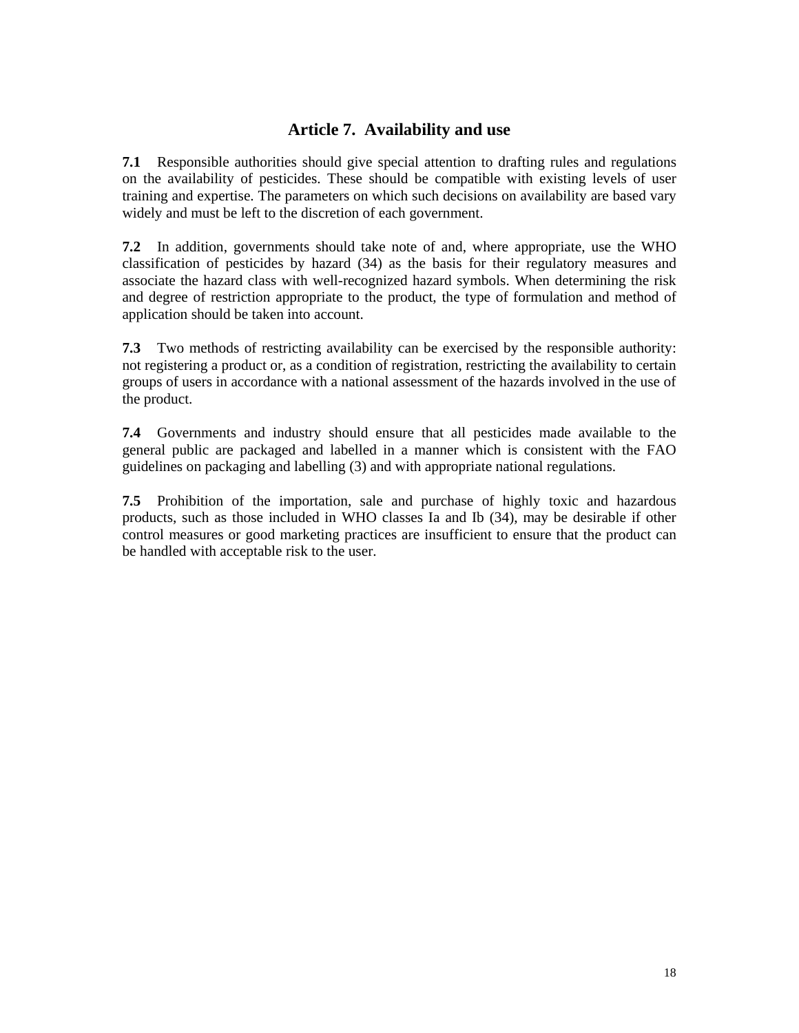## Article 7. Availability and use

**7.1** Responsible authorities should give special attention to drafting rules and regulations on the availability of pesticides. These should be compatible with existing levels of user training and expertise. The parameters on which such decisions on availability are based vary widely and must be left to the discretion of each government.

**7.2** In addition, governments should take note of and, where appropriate, use the WHO classification of pesticides by hazard (34) as the basis for their regulatory measures and associate the hazard class with well-recognized hazard symbols. When determining the risk and degree of restriction appropriate to the product, the type of formulation and method of application should be taken into account.

**7.3** Two methods of restricting availability can be exercised by the responsible authority: not registering a product or, as a condition of registration, restricting the availability to certain groups of users in accordance with a national assessment of the hazards involved in the use of the product.

**7.4** Governments and industry should ensure that all pesticides made available to the general public are packaged and labelled in a manner which is consistent with the FAO guidelines on packaging and labelling (3) and with appropriate national regulations.

**7.5** Prohibition of the importation, sale and purchase of highly toxic and hazardous products, such as those included in WHO classes Ia and Ib (34), may be desirable if other control measures or good marketing practices are insufficient to ensure that the product can be handled with acceptable risk to the user.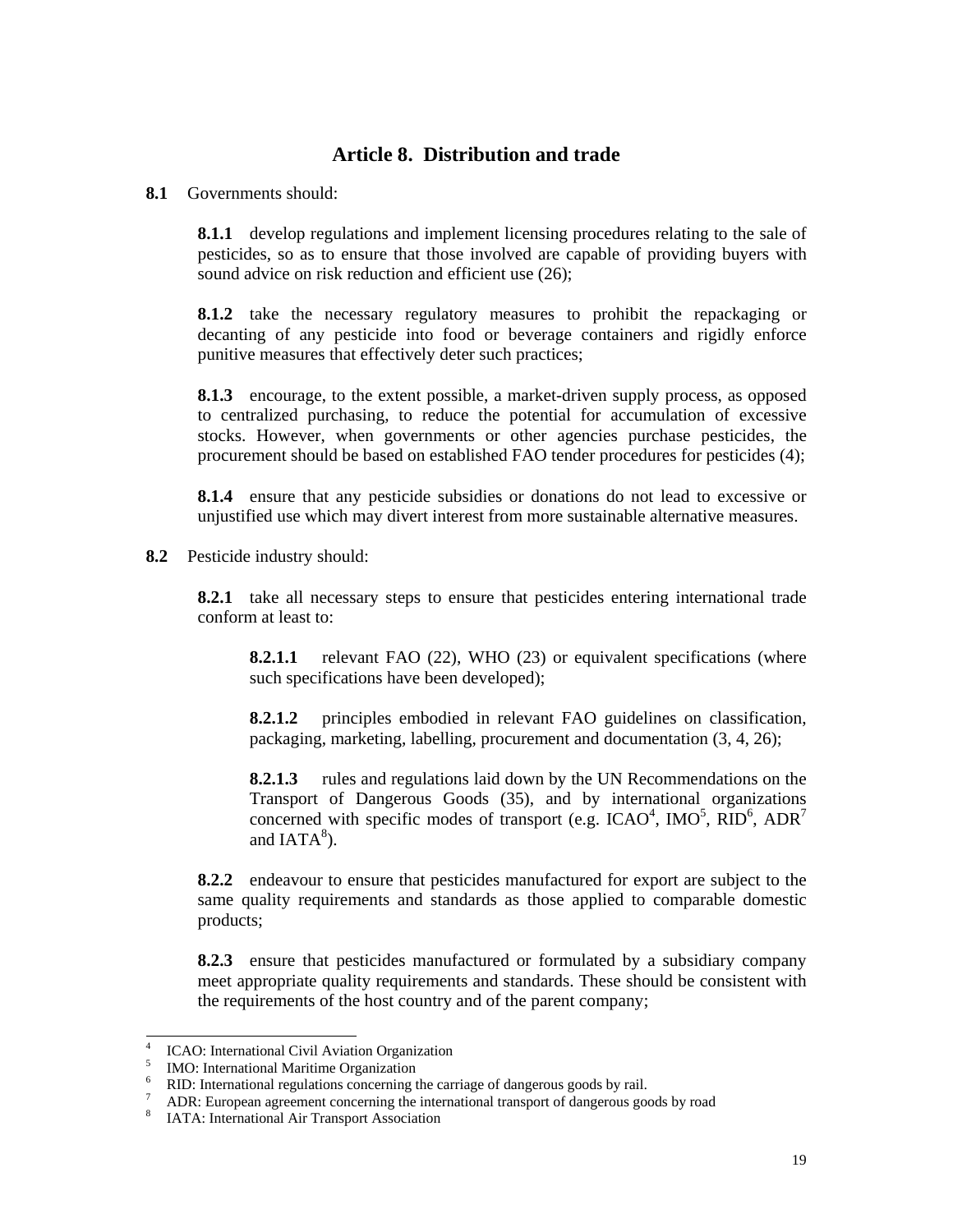## Article 8. Distribution and trade

**8.1** Governments should:

**8.1.1** develop regulations and implement licensing procedures relating to the sale of pesticides, so as to ensure that those involved are capable of providing buyers with sound advice on risk reduction and efficient use (26);

**8.1.2** take the necessary regulatory measures to prohibit the repackaging or decanting of any pesticide into food or beverage containers and rigidly enforce punitive measures that effectively deter such practices;

**8.1.3** encourage, to the extent possible, a market-driven supply process, as opposed to centralized purchasing, to reduce the potential for accumulation of excessive stocks. However, when governments or other agencies purchase pesticides, the procurement should be based on established FAO tender procedures for pesticides (4);

**8.1.4** ensure that any pesticide subsidies or donations do not lead to excessive or unjustified use which may divert interest from more sustainable alternative measures.

**8.2** Pesticide industry should:

**8.2.1** take all necessary steps to ensure that pesticides entering international trade conform at least to:

**8.2.1.1** relevant FAO (22), WHO (23) or equivalent specifications (where such specifications have been developed);

**8.2.1.2** principles embodied in relevant FAO guidelines on classification, packaging, marketing, labelling, procurement and documentation (3, 4, 26);

**8.2.1.3** rules and regulations laid down by the UN Recommendations on the Transport of Dangerous Goods (35), and by international organizations concerned with specific modes of transport (e.g. ICAO[4], IMO[5], RID[6], ADR[7] and IATA[8]).

**8.2.2** endeavour to ensure that pesticides manufactured for export are subject to the same quality requirements and standards as those applied to comparable domestic products;

**8.2.3** ensure that pesticides manufactured or formulated by a subsidiary company meet appropriate quality requirements and standards. These should be consistent with the requirements of the host country and of the parent company;

---

[4] ICAO: International Civil Aviation Organization

[5] IMO: International Maritime Organization

[6] RID: International regulations concerning the carriage of dangerous goods by rail.

[7] ADR: European agreement concerning the international transport of dangerous goods by road

[8] IATA: International Air Transport Association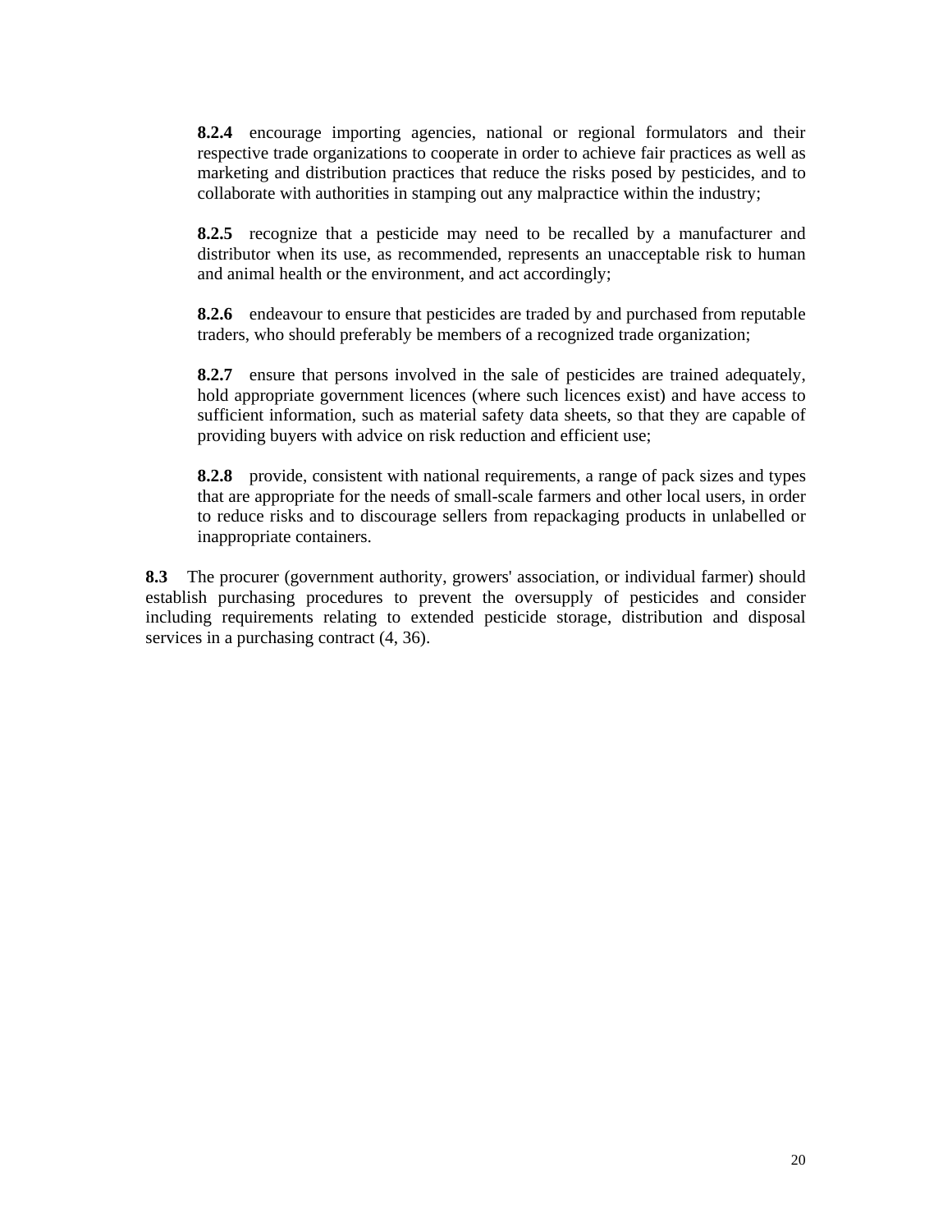**8.2.4** encourage importing agencies, national or regional formulators and their respective trade organizations to cooperate in order to achieve fair practices as well as marketing and distribution practices that reduce the risks posed by pesticides, and to collaborate with authorities in stamping out any malpractice within the industry;

**8.2.5** recognize that a pesticide may need to be recalled by a manufacturer and distributor when its use, as recommended, represents an unacceptable risk to human and animal health or the environment, and act accordingly;

**8.2.6** endeavour to ensure that pesticides are traded by and purchased from reputable traders, who should preferably be members of a recognized trade organization;

**8.2.7** ensure that persons involved in the sale of pesticides are trained adequately, hold appropriate government licences (where such licences exist) and have access to sufficient information, such as material safety data sheets, so that they are capable of providing buyers with advice on risk reduction and efficient use;

**8.2.8** provide, consistent with national requirements, a range of pack sizes and types that are appropriate for the needs of small-scale farmers and other local users, in order to reduce risks and to discourage sellers from repackaging products in unlabelled or inappropriate containers.

**8.3** The procurer (government authority, growers' association, or individual farmer) should establish purchasing procedures to prevent the oversupply of pesticides and consider including requirements relating to extended pesticide storage, distribution and disposal services in a purchasing contract (4, 36).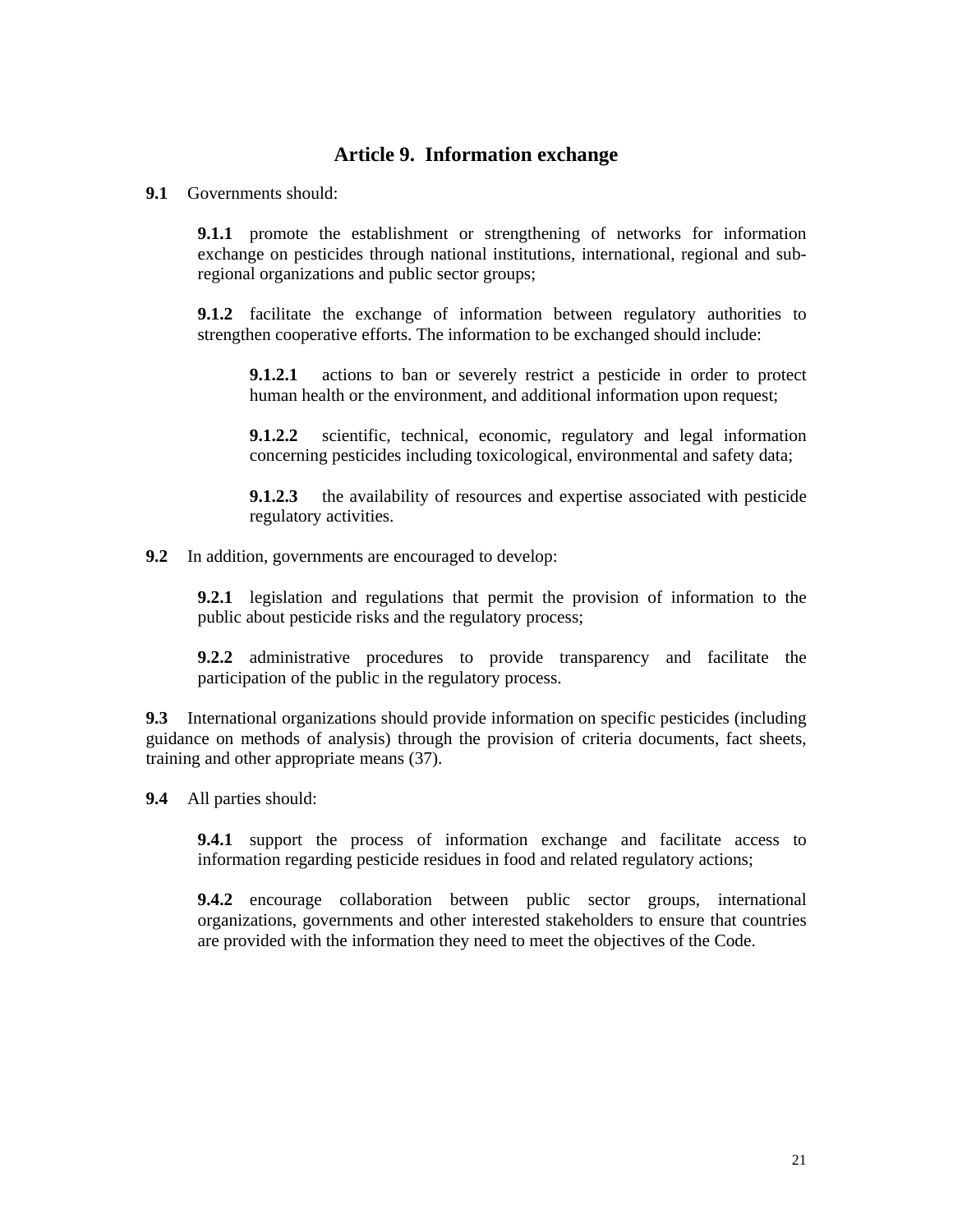## Article 9. Information exchange

**9.1** Governments should:

**9.1.1** promote the establishment or strengthening of networks for information exchange on pesticides through national institutions, international, regional and sub-regional organizations and public sector groups;

**9.1.2** facilitate the exchange of information between regulatory authorities to strengthen cooperative efforts. The information to be exchanged should include:

**9.1.2.1** actions to ban or severely restrict a pesticide in order to protect human health or the environment, and additional information upon request;

**9.1.2.2** scientific, technical, economic, regulatory and legal information concerning pesticides including toxicological, environmental and safety data;

**9.1.2.3** the availability of resources and expertise associated with pesticide regulatory activities.

**9.2** In addition, governments are encouraged to develop:

**9.2.1** legislation and regulations that permit the provision of information to the public about pesticide risks and the regulatory process;

**9.2.2** administrative procedures to provide transparency and facilitate the participation of the public in the regulatory process.

**9.3** International organizations should provide information on specific pesticides (including guidance on methods of analysis) through the provision of criteria documents, fact sheets, training and other appropriate means (37).

**9.4** All parties should:

**9.4.1** support the process of information exchange and facilitate access to information regarding pesticide residues in food and related regulatory actions;

**9.4.2** encourage collaboration between public sector groups, international organizations, governments and other interested stakeholders to ensure that countries are provided with the information they need to meet the objectives of the Code.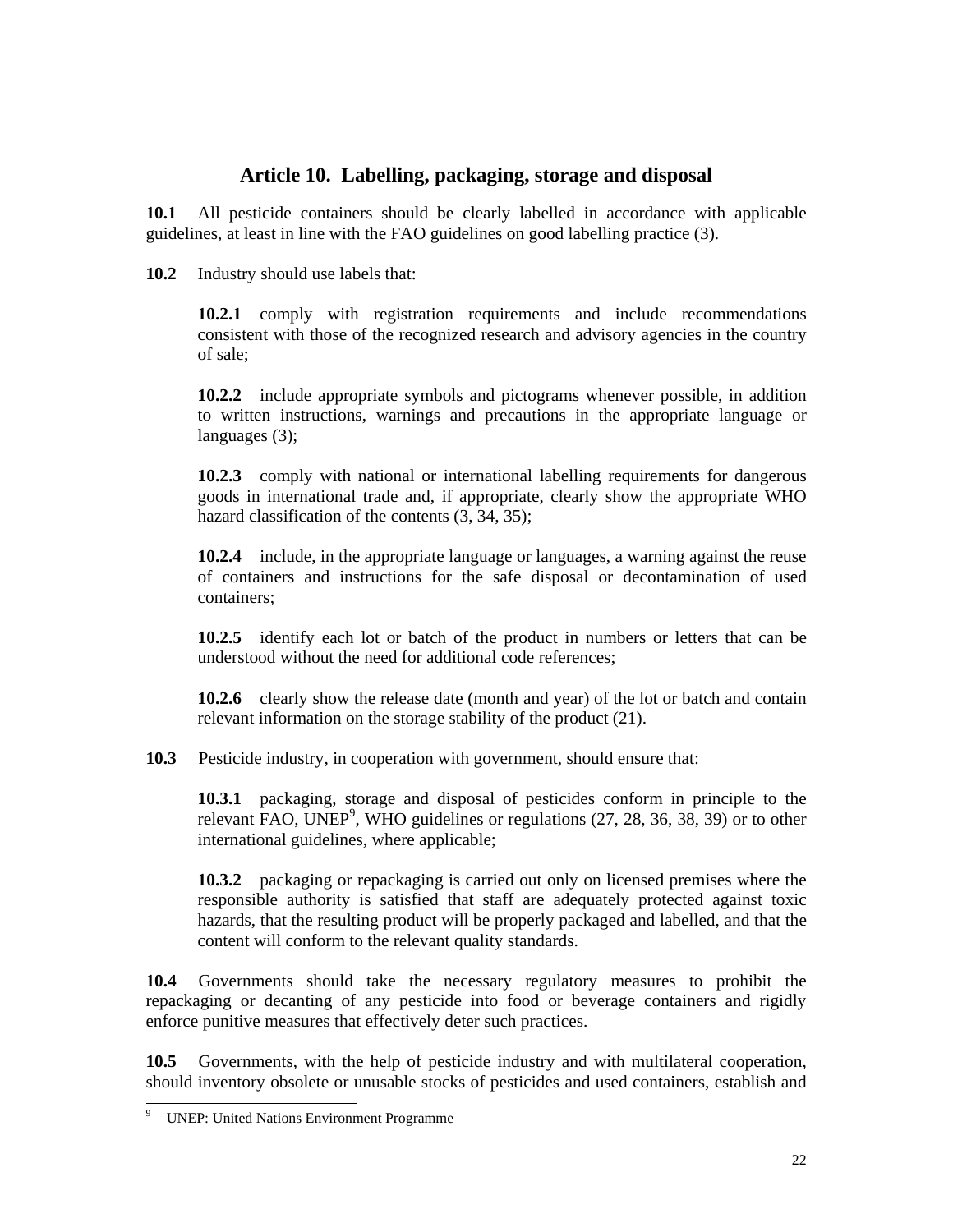## Article 10. Labelling, packaging, storage and disposal

**10.1** All pesticide containers should be clearly labelled in accordance with applicable guidelines, at least in line with the FAO guidelines on good labelling practice (3).

**10.2** Industry should use labels that:

> **10.2.1** comply with registration requirements and include recommendations consistent with those of the recognized research and advisory agencies in the country of sale;
>
> **10.2.2** include appropriate symbols and pictograms whenever possible, in addition to written instructions, warnings and precautions in the appropriate language or languages (3);
>
> **10.2.3** comply with national or international labelling requirements for dangerous goods in international trade and, if appropriate, clearly show the appropriate WHO hazard classification of the contents (3, 34, 35);
>
> **10.2.4** include, in the appropriate language or languages, a warning against the reuse of containers and instructions for the safe disposal or decontamination of used containers;
>
> **10.2.5** identify each lot or batch of the product in numbers or letters that can be understood without the need for additional code references;
>
> **10.2.6** clearly show the release date (month and year) of the lot or batch and contain relevant information on the storage stability of the product (21).

**10.3** Pesticide industry, in cooperation with government, should ensure that:

> **10.3.1** packaging, storage and disposal of pesticides conform in principle to the relevant FAO, UNEP[9], WHO guidelines or regulations (27, 28, 36, 38, 39) or to other international guidelines, where applicable;
>
> **10.3.2** packaging or repackaging is carried out only on licensed premises where the responsible authority is satisfied that staff are adequately protected against toxic hazards, that the resulting product will be properly packaged and labelled, and that the content will conform to the relevant quality standards.

**10.4** Governments should take the necessary regulatory measures to prohibit the repackaging or decanting of any pesticide into food or beverage containers and rigidly enforce punitive measures that effectively deter such practices.

**10.5** Governments, with the help of pesticide industry and with multilateral cooperation, should inventory obsolete or unusable stocks of pesticides and used containers, establish and

---

[9] UNEP: United Nations Environment Programme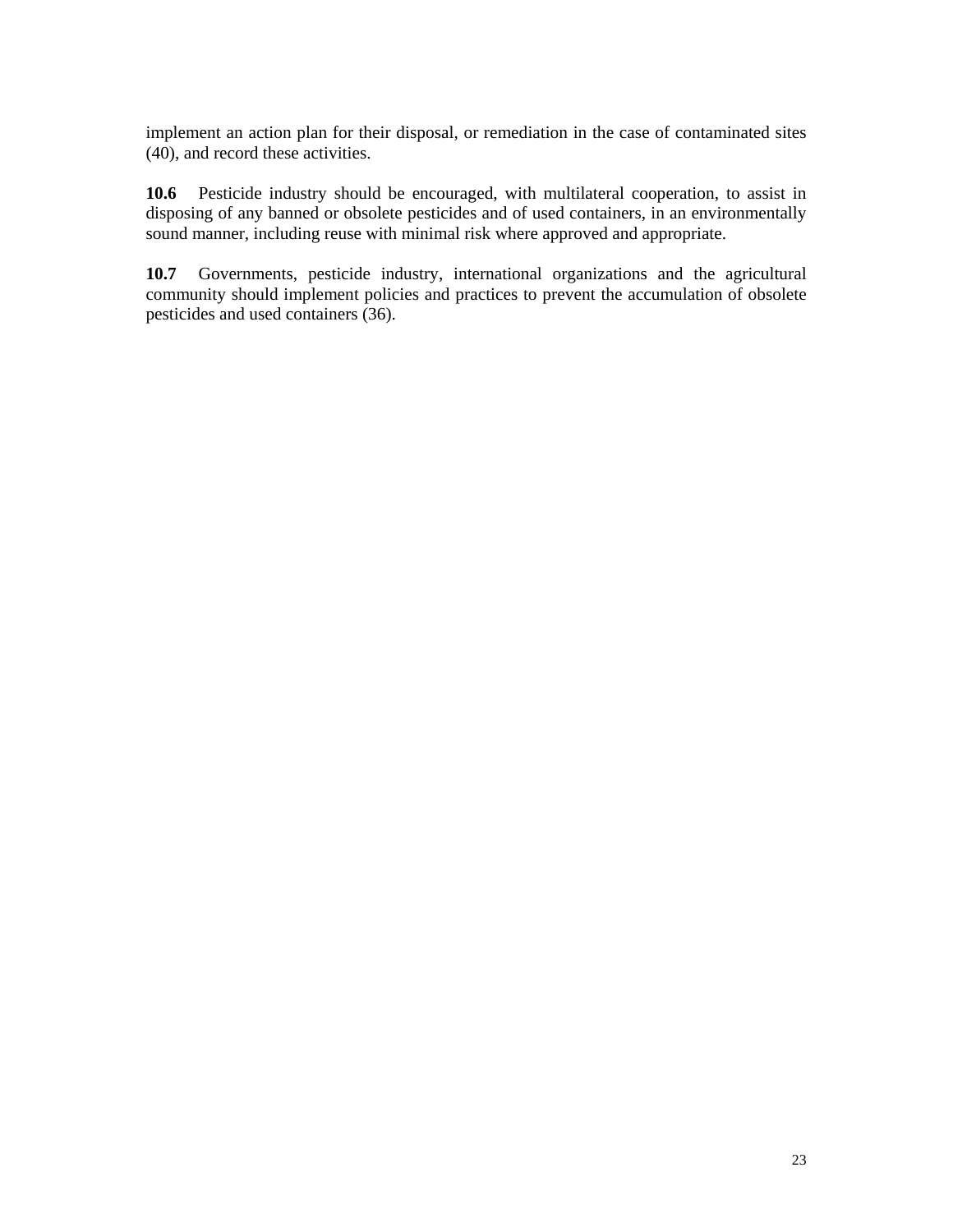implement an action plan for their disposal, or remediation in the case of contaminated sites (40), and record these activities.

**10.6** Pesticide industry should be encouraged, with multilateral cooperation, to assist in disposing of any banned or obsolete pesticides and of used containers, in an environmentally sound manner, including reuse with minimal risk where approved and appropriate.

**10.7** Governments, pesticide industry, international organizations and the agricultural community should implement policies and practices to prevent the accumulation of obsolete pesticides and used containers (36).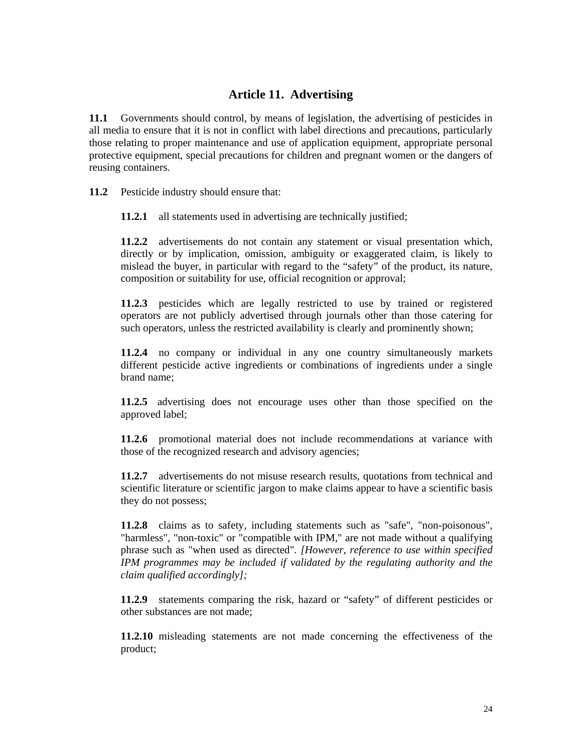## Article 11. Advertising

**11.1** Governments should control, by means of legislation, the advertising of pesticides in all media to ensure that it is not in conflict with label directions and precautions, particularly those relating to proper maintenance and use of application equipment, appropriate personal protective equipment, special precautions for children and pregnant women or the dangers of reusing containers.

**11.2** Pesticide industry should ensure that:

> **11.2.1** all statements used in advertising are technically justified;
>
> **11.2.2** advertisements do not contain any statement or visual presentation which, directly or by implication, omission, ambiguity or exaggerated claim, is likely to mislead the buyer, in particular with regard to the "safety" of the product, its nature, composition or suitability for use, official recognition or approval;
>
> **11.2.3** pesticides which are legally restricted to use by trained or registered operators are not publicly advertised through journals other than those catering for such operators, unless the restricted availability is clearly and prominently shown;
>
> **11.2.4** no company or individual in any one country simultaneously markets different pesticide active ingredients or combinations of ingredients under a single brand name;
>
> **11.2.5** advertising does not encourage uses other than those specified on the approved label;
>
> **11.2.6** promotional material does not include recommendations at variance with those of the recognized research and advisory agencies;
>
> **11.2.7** advertisements do not misuse research results, quotations from technical and scientific literature or scientific jargon to make claims appear to have a scientific basis they do not possess;
>
> **11.2.8** claims as to safety, including statements such as "safe", "non-poisonous", "harmless", "non-toxic" or "compatible with IPM," are not made without a qualifying phrase such as "when used as directed". *[However, reference to use within specified IPM programmes may be included if validated by the regulating authority and the claim qualified accordingly];*
>
> **11.2.9** statements comparing the risk, hazard or "safety" of different pesticides or other substances are not made;
>
> **11.2.10** misleading statements are not made concerning the effectiveness of the product;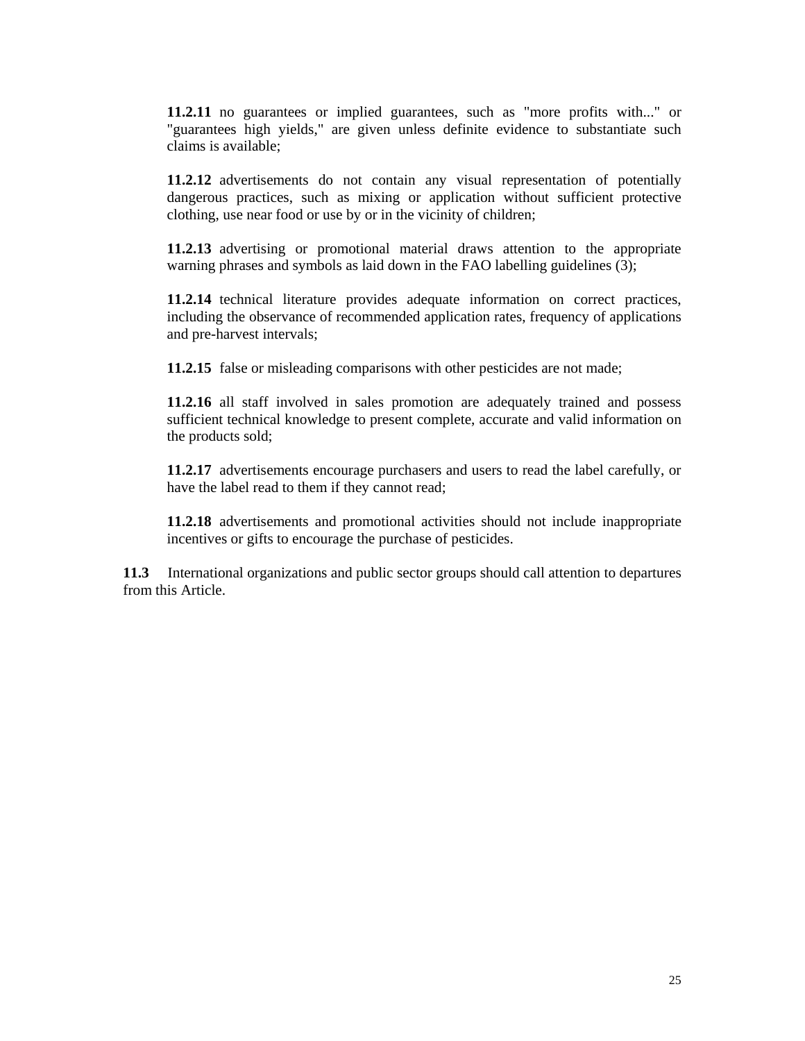**11.2.11** no guarantees or implied guarantees, such as "more profits with..." or "guarantees high yields," are given unless definite evidence to substantiate such claims is available;

**11.2.12** advertisements do not contain any visual representation of potentially dangerous practices, such as mixing or application without sufficient protective clothing, use near food or use by or in the vicinity of children;

**11.2.13** advertising or promotional material draws attention to the appropriate warning phrases and symbols as laid down in the FAO labelling guidelines (3);

**11.2.14** technical literature provides adequate information on correct practices, including the observance of recommended application rates, frequency of applications and pre-harvest intervals;

**11.2.15** false or misleading comparisons with other pesticides are not made;

**11.2.16** all staff involved in sales promotion are adequately trained and possess sufficient technical knowledge to present complete, accurate and valid information on the products sold;

**11.2.17** advertisements encourage purchasers and users to read the label carefully, or have the label read to them if they cannot read;

**11.2.18** advertisements and promotional activities should not include inappropriate incentives or gifts to encourage the purchase of pesticides.

**11.3** International organizations and public sector groups should call attention to departures from this Article.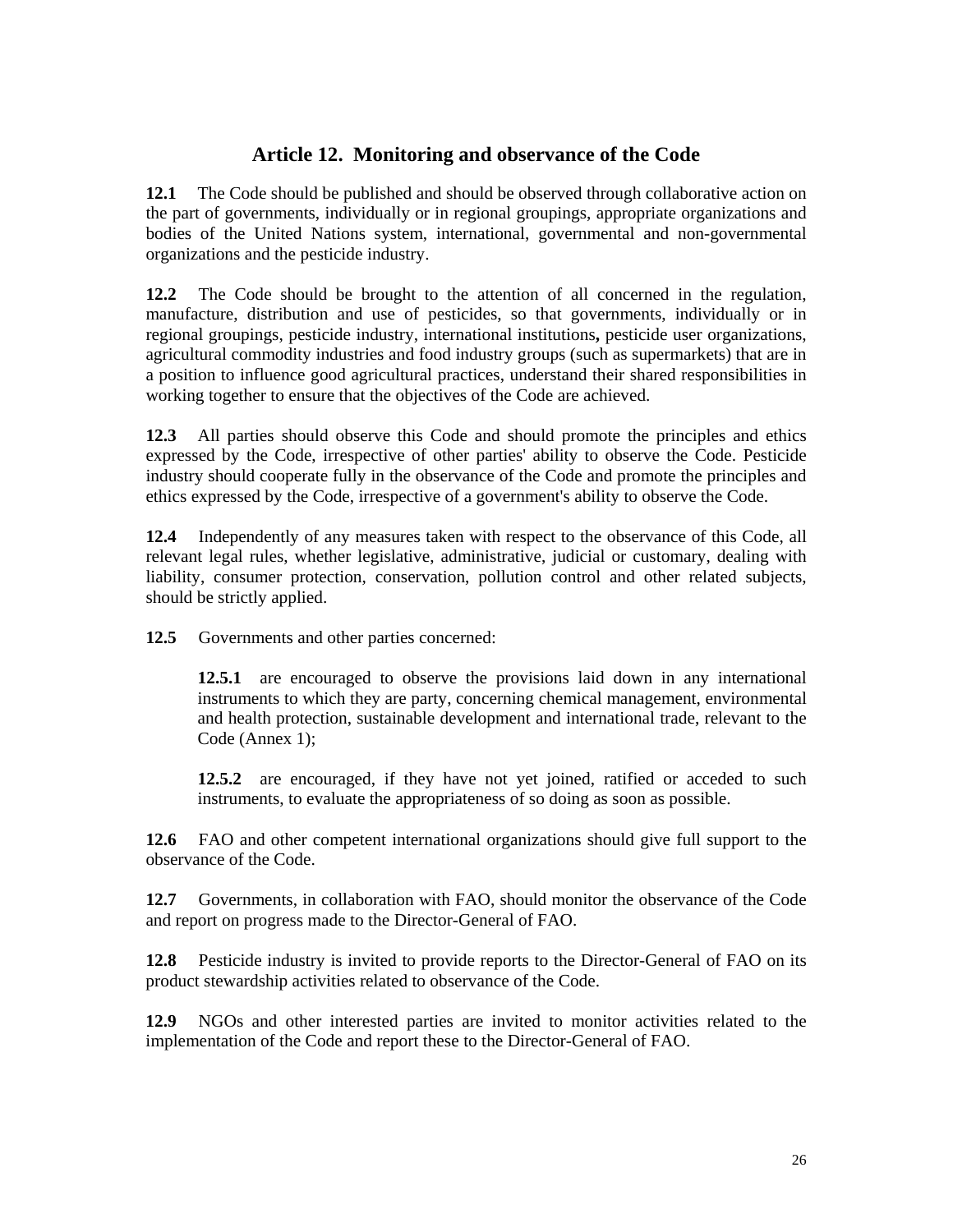## Article 12. Monitoring and observance of the Code

**12.1** The Code should be published and should be observed through collaborative action on the part of governments, individually or in regional groupings, appropriate organizations and bodies of the United Nations system, international, governmental and non-governmental organizations and the pesticide industry.

**12.2** The Code should be brought to the attention of all concerned in the regulation, manufacture, distribution and use of pesticides, so that governments, individually or in regional groupings, pesticide industry, international institutions**,** pesticide user organizations, agricultural commodity industries and food industry groups (such as supermarkets) that are in a position to influence good agricultural practices, understand their shared responsibilities in working together to ensure that the objectives of the Code are achieved.

**12.3** All parties should observe this Code and should promote the principles and ethics expressed by the Code, irrespective of other parties' ability to observe the Code. Pesticide industry should cooperate fully in the observance of the Code and promote the principles and ethics expressed by the Code, irrespective of a government's ability to observe the Code.

**12.4** Independently of any measures taken with respect to the observance of this Code, all relevant legal rules, whether legislative, administrative, judicial or customary, dealing with liability, consumer protection, conservation, pollution control and other related subjects, should be strictly applied.

**12.5** Governments and other parties concerned:

> **12.5.1** are encouraged to observe the provisions laid down in any international instruments to which they are party, concerning chemical management, environmental and health protection, sustainable development and international trade, relevant to the Code (Annex 1);
>
> **12.5.2** are encouraged, if they have not yet joined, ratified or acceded to such instruments, to evaluate the appropriateness of so doing as soon as possible.

**12.6** FAO and other competent international organizations should give full support to the observance of the Code.

**12.7** Governments, in collaboration with FAO, should monitor the observance of the Code and report on progress made to the Director-General of FAO.

**12.8** Pesticide industry is invited to provide reports to the Director-General of FAO on its product stewardship activities related to observance of the Code.

**12.9** NGOs and other interested parties are invited to monitor activities related to the implementation of the Code and report these to the Director-General of FAO.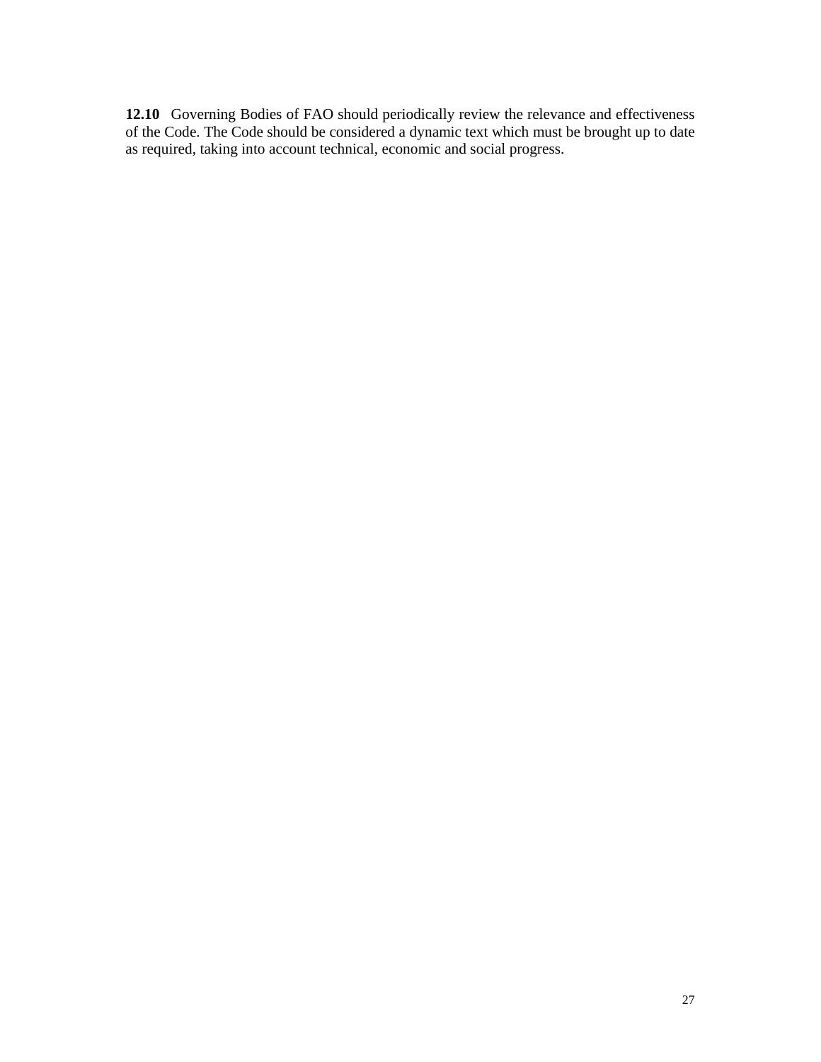**12.10** Governing Bodies of FAO should periodically review the relevance and effectiveness of the Code. The Code should be considered a dynamic text which must be brought up to date as required, taking into account technical, economic and social progress.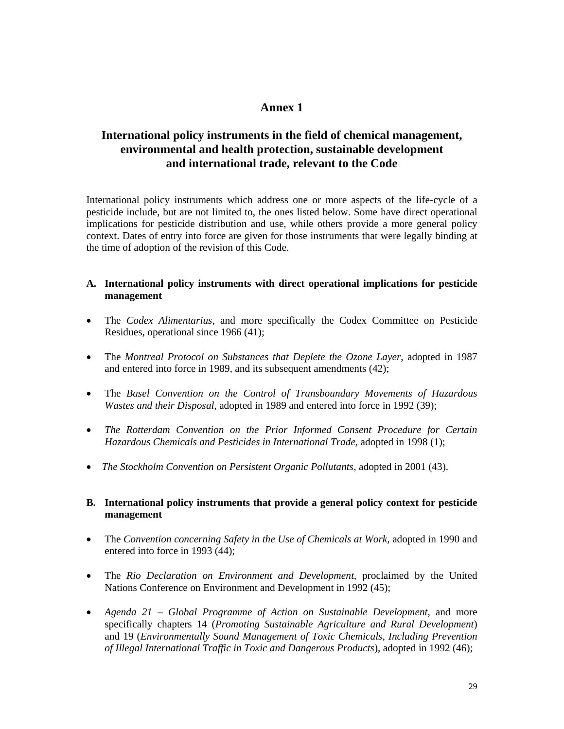# Annex 1

## International policy instruments in the field of chemical management, environmental and health protection, sustainable development and international trade, relevant to the Code

International policy instruments which address one or more aspects of the life-cycle of a pesticide include, but are not limited to, the ones listed below. Some have direct operational implications for pesticide distribution and use, while others provide a more general policy context. Dates of entry into force are given for those instruments that were legally binding at the time of adoption of the revision of this Code.

### A. International policy instruments with direct operational implications for pesticide management

- The *Codex Alimentarius*, and more specifically the Codex Committee on Pesticide Residues, operational since 1966 (41);
- The *Montreal Protocol on Substances that Deplete the Ozone Layer*, adopted in 1987 and entered into force in 1989, and its subsequent amendments (42);
- The *Basel Convention on the Control of Transboundary Movements of Hazardous Wastes and their Disposal*, adopted in 1989 and entered into force in 1992 (39);
- *The Rotterdam Convention on the Prior Informed Consent Procedure for Certain Hazardous Chemicals and Pesticides in International Trade*, adopted in 1998 (1);
- *The Stockholm Convention on Persistent Organic Pollutants*, adopted in 2001 (43).

### B. International policy instruments that provide a general policy context for pesticide management

- The *Convention concerning Safety in the Use of Chemicals at Work*, adopted in 1990 and entered into force in 1993 (44);
- The *Rio Declaration on Environment and Development*, proclaimed by the United Nations Conference on Environment and Development in 1992 (45);
- *Agenda 21 – Global Programme of Action on Sustainable Development*, and more specifically chapters 14 (*Promoting Sustainable Agriculture and Rural Development*) and 19 (*Environmentally Sound Management of Toxic Chemicals, Including Prevention of Illegal International Traffic in Toxic and Dangerous Products*), adopted in 1992 (46);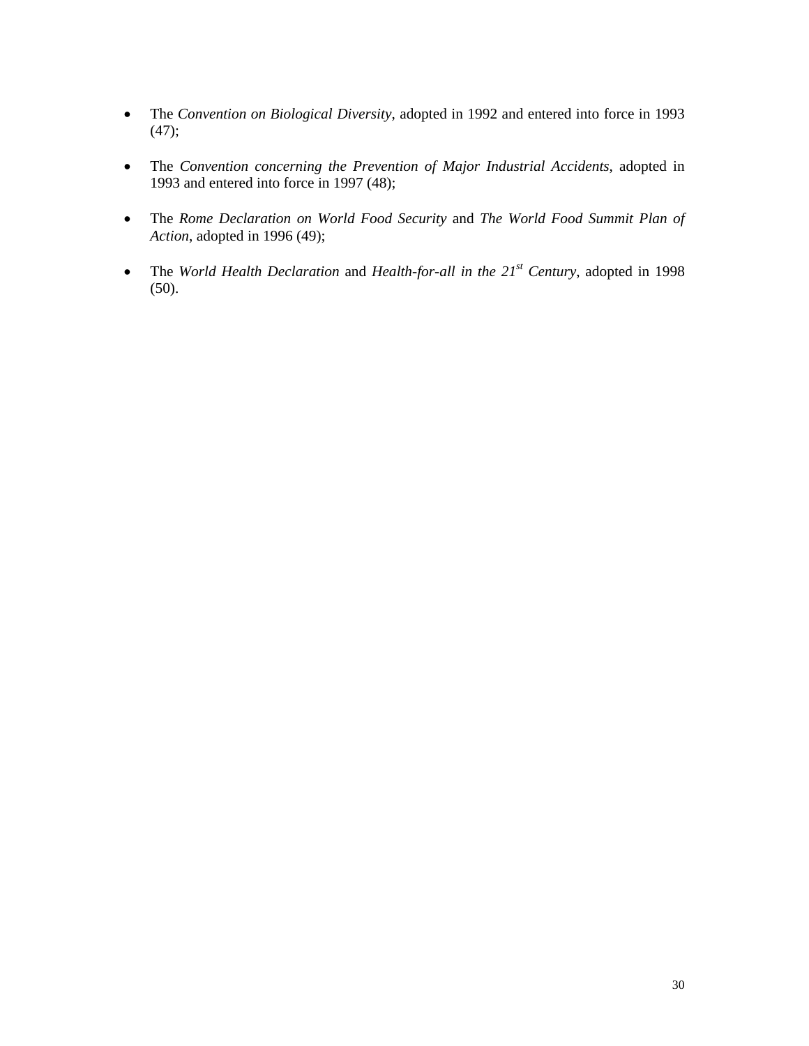- The *Convention on Biological Diversity*, adopted in 1992 and entered into force in 1993 (47);

- The *Convention concerning the Prevention of Major Industrial Accidents*, adopted in 1993 and entered into force in 1997 (48);

- The *Rome Declaration on World Food Security* and *The World Food Summit Plan of Action*, adopted in 1996 (49);

- The *World Health Declaration* and *Health-for-all in the 21st Century*, adopted in 1998 (50).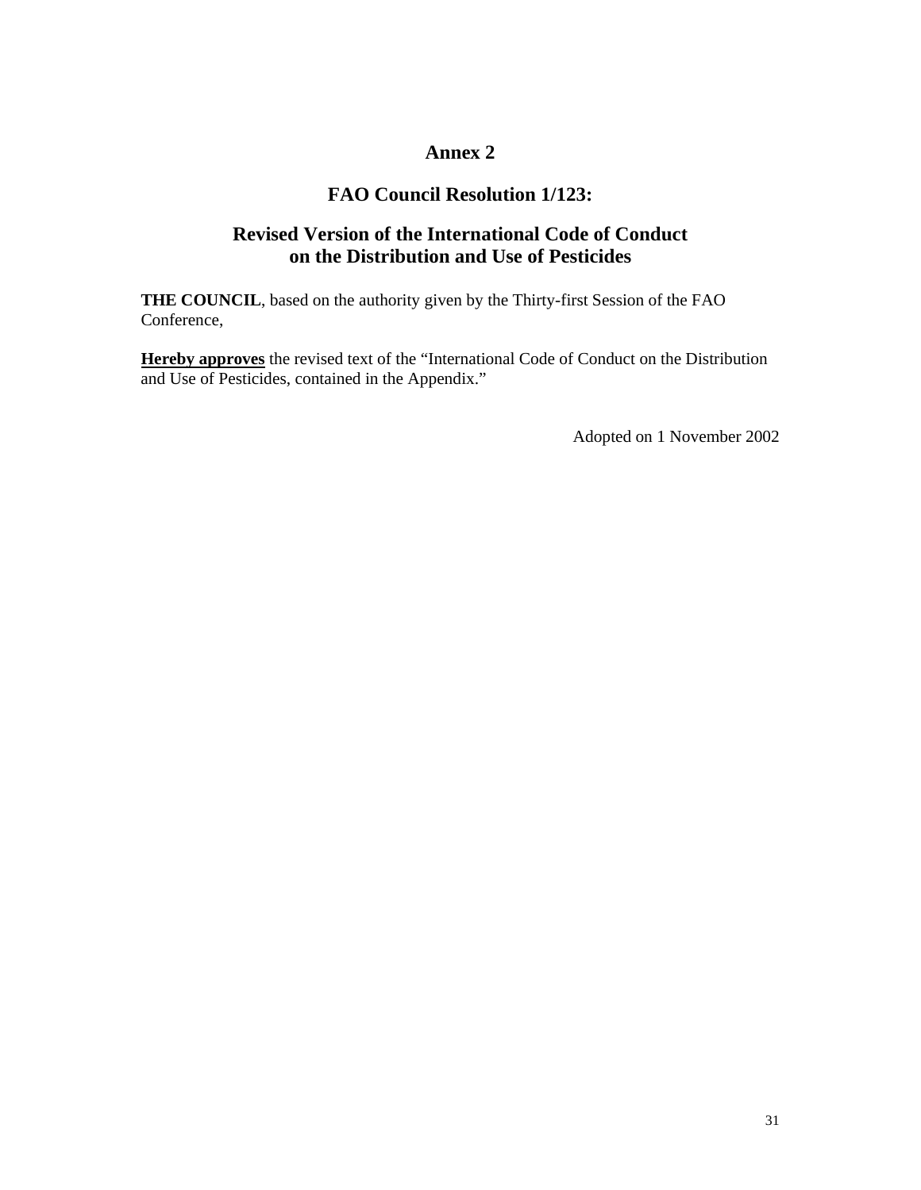# Annex 2

## FAO Council Resolution 1/123:

## Revised Version of the International Code of Conduct on the Distribution and Use of Pesticides

**THE COUNCIL**, based on the authority given by the Thirty-first Session of the FAO Conference,

**Hereby approves** the revised text of the "International Code of Conduct on the Distribution and Use of Pesticides, contained in the Appendix."

Adopted on 1 November 2002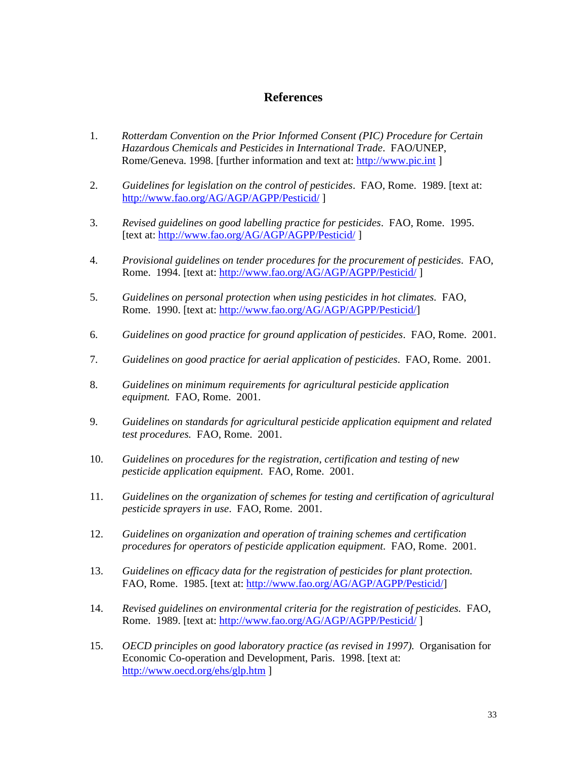# References

1. *Rotterdam Convention on the Prior Informed Consent (PIC) Procedure for Certain Hazardous Chemicals and Pesticides in International Trade*. FAO/UNEP, Rome/Geneva. 1998. [further information and text at: http://www.pic.int ]

2. *Guidelines for legislation on the control of pesticides*. FAO, Rome. 1989. [text at: http://www.fao.org/AG/AGP/AGPP/Pesticid/ ]

3. *Revised guidelines on good labelling practice for pesticides*. FAO, Rome. 1995. [text at: http://www.fao.org/AG/AGP/AGPP/Pesticid/ ]

4. *Provisional guidelines on tender procedures for the procurement of pesticides*. FAO, Rome. 1994. [text at: http://www.fao.org/AG/AGP/AGPP/Pesticid/ ]

5. *Guidelines on personal protection when using pesticides in hot climates.* FAO, Rome. 1990. [text at: http://www.fao.org/AG/AGP/AGPP/Pesticid/]

6. *Guidelines on good practice for ground application of pesticides*. FAO, Rome. 2001.

7. *Guidelines on good practice for aerial application of pesticides*. FAO, Rome. 2001.

8. *Guidelines on minimum requirements for agricultural pesticide application equipment.* FAO, Rome. 2001.

9. *Guidelines on standards for agricultural pesticide application equipment and related test procedures.* FAO, Rome. 2001.

10. *Guidelines on procedures for the registration, certification and testing of new pesticide application equipment.* FAO, Rome. 2001.

11. *Guidelines on the organization of schemes for testing and certification of agricultural pesticide sprayers in use*. FAO, Rome. 2001.

12. *Guidelines on organization and operation of training schemes and certification procedures for operators of pesticide application equipment.* FAO, Rome. 2001.

13. *Guidelines on efficacy data for the registration of pesticides for plant protection.* FAO, Rome. 1985. [text at: http://www.fao.org/AG/AGP/AGPP/Pesticid/]

14. *Revised guidelines on environmental criteria for the registration of pesticides.* FAO, Rome. 1989. [text at: http://www.fao.org/AG/AGP/AGPP/Pesticid/ ]

15. *OECD principles on good laboratory practice (as revised in 1997).* Organisation for Economic Co-operation and Development, Paris. 1998. [text at: http://www.oecd.org/ehs/glp.htm ]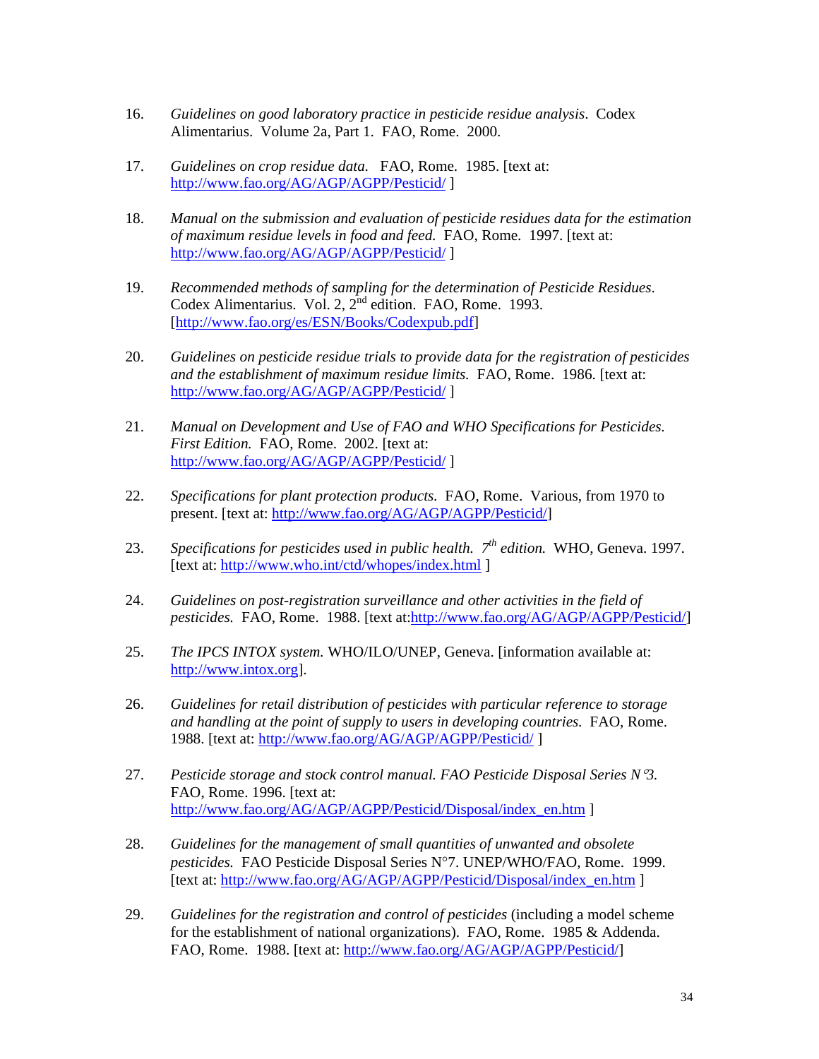16. *Guidelines on good laboratory practice in pesticide residue analysis*. Codex Alimentarius. Volume 2a, Part 1. FAO, Rome. 2000.

17. *Guidelines on crop residue data.* FAO, Rome. 1985. [text at: http://www.fao.org/AG/AGP/AGPP/Pesticid/ ]

18. *Manual on the submission and evaluation of pesticide residues data for the estimation of maximum residue levels in food and feed.* FAO, Rome. 1997. [text at: http://www.fao.org/AG/AGP/AGPP/Pesticid/ ]

19. *Recommended methods of sampling for the determination of Pesticide Residues.* Codex Alimentarius. Vol. 2, 2nd edition. FAO, Rome. 1993. [http://www.fao.org/es/ESN/Books/Codexpub.pdf]

20. *Guidelines on pesticide residue trials to provide data for the registration of pesticides and the establishment of maximum residue limits.* FAO, Rome. 1986. [text at: http://www.fao.org/AG/AGP/AGPP/Pesticid/ ]

21. *Manual on Development and Use of FAO and WHO Specifications for Pesticides. First Edition.* FAO, Rome. 2002. [text at: http://www.fao.org/AG/AGP/AGPP/Pesticid/ ]

22. *Specifications for plant protection products.* FAO, Rome. Various, from 1970 to present. [text at: http://www.fao.org/AG/AGP/AGPP/Pesticid/]

23. *Specifications for pesticides used in public health. 7th edition.* WHO, Geneva. 1997. [text at: http://www.who.int/ctd/whopes/index.html ]

24. *Guidelines on post-registration surveillance and other activities in the field of pesticides.* FAO, Rome. 1988. [text at:http://www.fao.org/AG/AGP/AGPP/Pesticid/]

25. *The IPCS INTOX system.* WHO/ILO/UNEP, Geneva. [information available at: http://www.intox.org].

26. *Guidelines for retail distribution of pesticides with particular reference to storage and handling at the point of supply to users in developing countries.* FAO, Rome. 1988. [text at: http://www.fao.org/AG/AGP/AGPP/Pesticid/ ]

27. *Pesticide storage and stock control manual. FAO Pesticide Disposal Series N°3.* FAO, Rome. 1996. [text at: http://www.fao.org/AG/AGP/AGPP/Pesticid/Disposal/index_en.htm ]

28. *Guidelines for the management of small quantities of unwanted and obsolete pesticides.* FAO Pesticide Disposal Series N°7. UNEP/WHO/FAO, Rome. 1999. [text at: http://www.fao.org/AG/AGP/AGPP/Pesticid/Disposal/index_en.htm ]

29. *Guidelines for the registration and control of pesticides* (including a model scheme for the establishment of national organizations). FAO, Rome. 1985 & Addenda. FAO, Rome. 1988. [text at: http://www.fao.org/AG/AGP/AGPP/Pesticid/]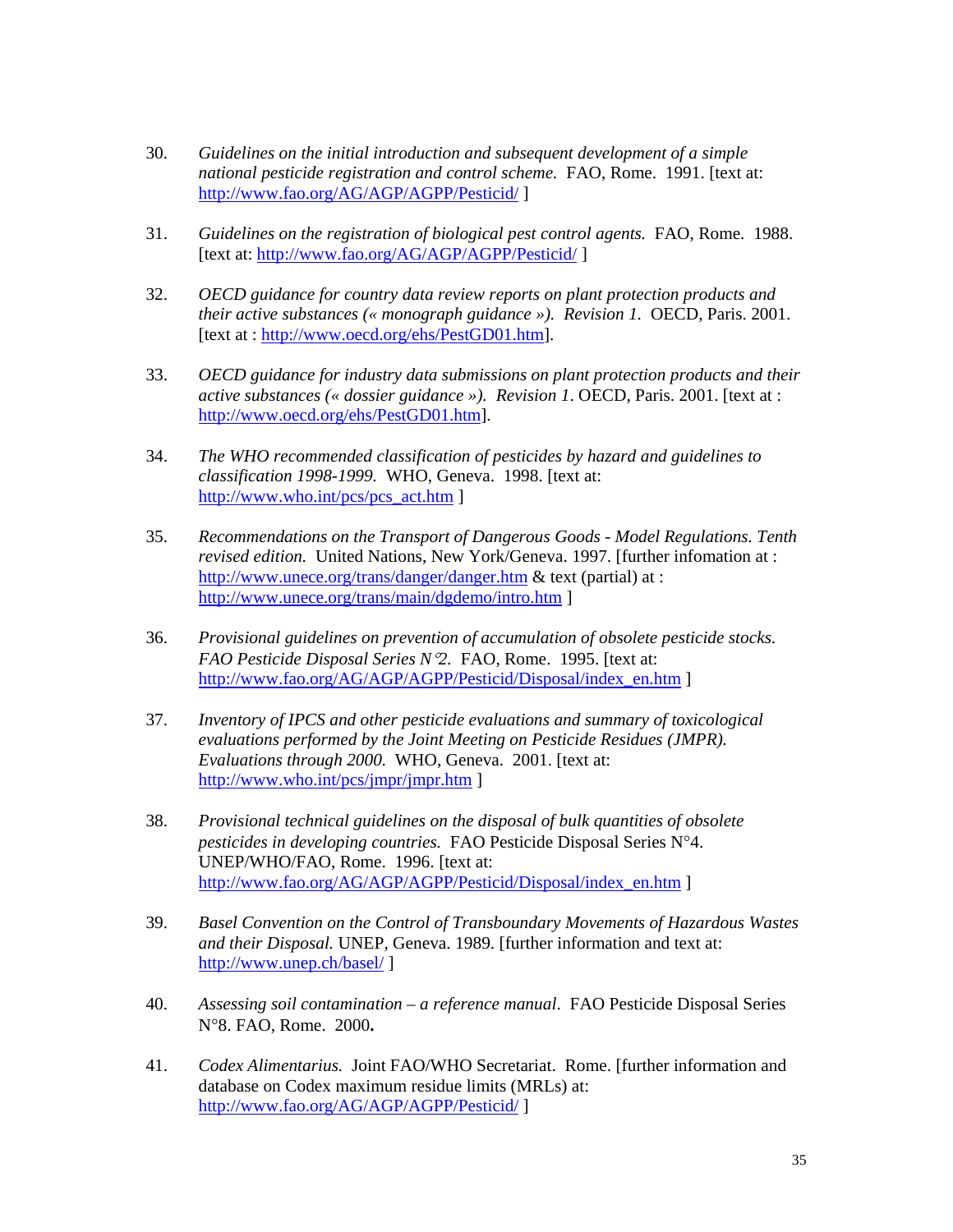30. *Guidelines on the initial introduction and subsequent development of a simple national pesticide registration and control scheme.* FAO, Rome. 1991. [text at: http://www.fao.org/AG/AGP/AGPP/Pesticid/ ]

31. *Guidelines on the registration of biological pest control agents.* FAO, Rome. 1988. [text at: http://www.fao.org/AG/AGP/AGPP/Pesticid/ ]

32. *OECD guidance for country data review reports on plant protection products and their active substances (« monograph guidance »). Revision 1.* OECD, Paris. 2001. [text at : http://www.oecd.org/ehs/PestGD01.htm].

33. *OECD guidance for industry data submissions on plant protection products and their active substances (« dossier guidance »). Revision 1*. OECD, Paris. 2001. [text at : http://www.oecd.org/ehs/PestGD01.htm].

34. *The WHO recommended classification of pesticides by hazard and guidelines to classification 1998-1999.* WHO, Geneva. 1998. [text at: http://www.who.int/pcs/pcs_act.htm ]

35. *Recommendations on the Transport of Dangerous Goods - Model Regulations. Tenth revised edition.* United Nations, New York/Geneva. 1997. [further infomation at : http://www.unece.org/trans/danger/danger.htm & text (partial) at : http://www.unece.org/trans/main/dgdemo/intro.htm ]

36. *Provisional guidelines on prevention of accumulation of obsolete pesticide stocks. FAO Pesticide Disposal Series N°2.* FAO, Rome. 1995. [text at: http://www.fao.org/AG/AGP/AGPP/Pesticid/Disposal/index_en.htm ]

37. *Inventory of IPCS and other pesticide evaluations and summary of toxicological evaluations performed by the Joint Meeting on Pesticide Residues (JMPR). Evaluations through 2000.* WHO, Geneva. 2001. [text at: http://www.who.int/pcs/jmpr/jmpr.htm ]

38. *Provisional technical guidelines on the disposal of bulk quantities of obsolete pesticides in developing countries.* FAO Pesticide Disposal Series N°4. UNEP/WHO/FAO, Rome. 1996. [text at: http://www.fao.org/AG/AGP/AGPP/Pesticid/Disposal/index_en.htm ]

39. *Basel Convention on the Control of Transboundary Movements of Hazardous Wastes and their Disposal.* UNEP, Geneva. 1989. [further information and text at: http://www.unep.ch/basel/ ]

40. *Assessing soil contamination – a reference manual*. FAO Pesticide Disposal Series N°8. FAO, Rome. 2000**.**

41. *Codex Alimentarius.* Joint FAO/WHO Secretariat. Rome. [further information and database on Codex maximum residue limits (MRLs) at: http://www.fao.org/AG/AGP/AGPP/Pesticid/ ]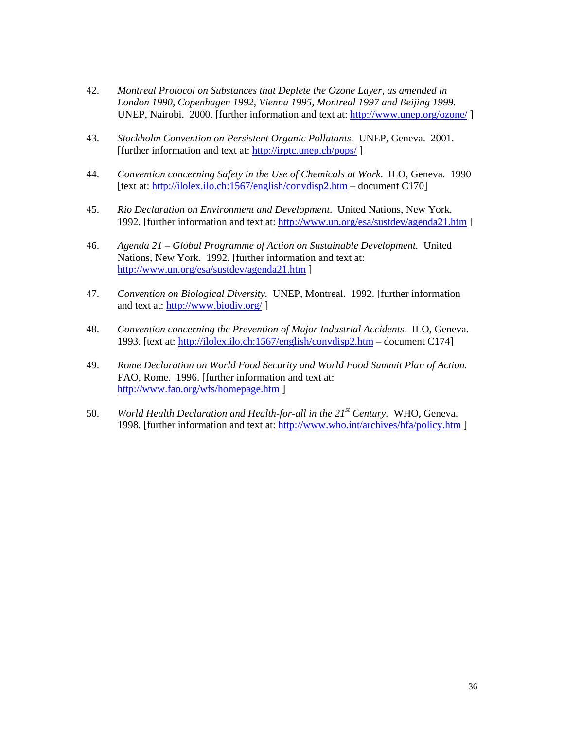42. *Montreal Protocol on Substances that Deplete the Ozone Layer, as amended in London 1990, Copenhagen 1992, Vienna 1995, Montreal 1997 and Beijing 1999.* UNEP, Nairobi. 2000. [further information and text at: http://www.unep.org/ozone/ ]

43. *Stockholm Convention on Persistent Organic Pollutants.* UNEP, Geneva. 2001. [further information and text at: http://irptc.unep.ch/pops/ ]

44. *Convention concerning Safety in the Use of Chemicals at Work*. ILO, Geneva. 1990 [text at: http://ilolex.ilo.ch:1567/english/convdisp2.htm – document C170]

45. *Rio Declaration on Environment and Development*. United Nations, New York. 1992. [further information and text at: http://www.un.org/esa/sustdev/agenda21.htm ]

46. *Agenda 21 – Global Programme of Action on Sustainable Development.* United Nations, New York. 1992. [further information and text at: http://www.un.org/esa/sustdev/agenda21.htm ]

47. *Convention on Biological Diversity.* UNEP, Montreal. 1992. [further information and text at: http://www.biodiv.org/ ]

48. *Convention concerning the Prevention of Major Industrial Accidents.* ILO, Geneva. 1993. [text at: http://ilolex.ilo.ch:1567/english/convdisp2.htm – document C174]

49. *Rome Declaration on World Food Security and World Food Summit Plan of Action.* FAO, Rome. 1996. [further information and text at: http://www.fao.org/wfs/homepage.htm ]

50. *World Health Declaration and Health-for-all in the 21st Century.* WHO, Geneva. 1998. [further information and text at: http://www.who.int/archives/hfa/policy.htm ]